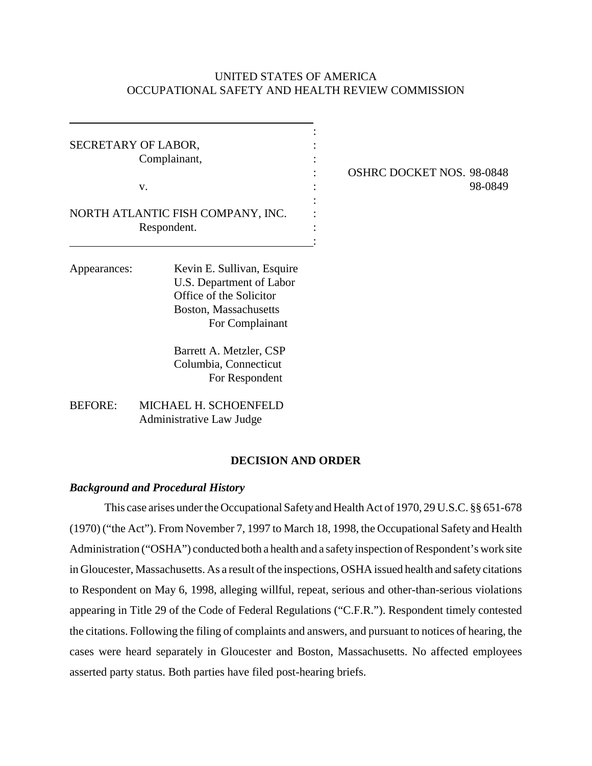UNITED STATES OF AMERICA
OCCUPATIONAL SAFETY AND HEALTH REVIEW COMMISSION

| | |
|---|---|
| SECRETARY OF LABOR,<br>Complainant,<br><br>v.<br><br>NORTH ATLANTIC FISH COMPANY, INC.<br>Respondent. | OSHRC DOCKET NOS. 98-0848<br>98-0849 |

Appearances:

Kevin E. Sullivan, Esquire
U.S. Department of Labor
Office of the Solicitor
Boston, Massachusetts
For Complainant

Barrett A. Metzler, CSP
Columbia, Connecticut
For Respondent

BEFORE: MICHAEL H. SCHOENFELD
Administrative Law Judge

## DECISION AND ORDER

### *Background and Procedural History*

This case arises under the Occupational Safety and Health Act of 1970, 29 U.S.C. §§ 651-678 (1970) ("the Act"). From November 7, 1997 to March 18, 1998, the Occupational Safety and Health Administration ("OSHA") conducted both a health and a safety inspection of Respondent's work site in Gloucester, Massachusetts. As a result of the inspections, OSHA issued health and safety citations to Respondent on May 6, 1998, alleging willful, repeat, serious and other-than-serious violations appearing in Title 29 of the Code of Federal Regulations ("C.F.R."). Respondent timely contested the citations. Following the filing of complaints and answers, and pursuant to notices of hearing, the cases were heard separately in Gloucester and Boston, Massachusetts. No affected employees asserted party status. Both parties have filed post-hearing briefs.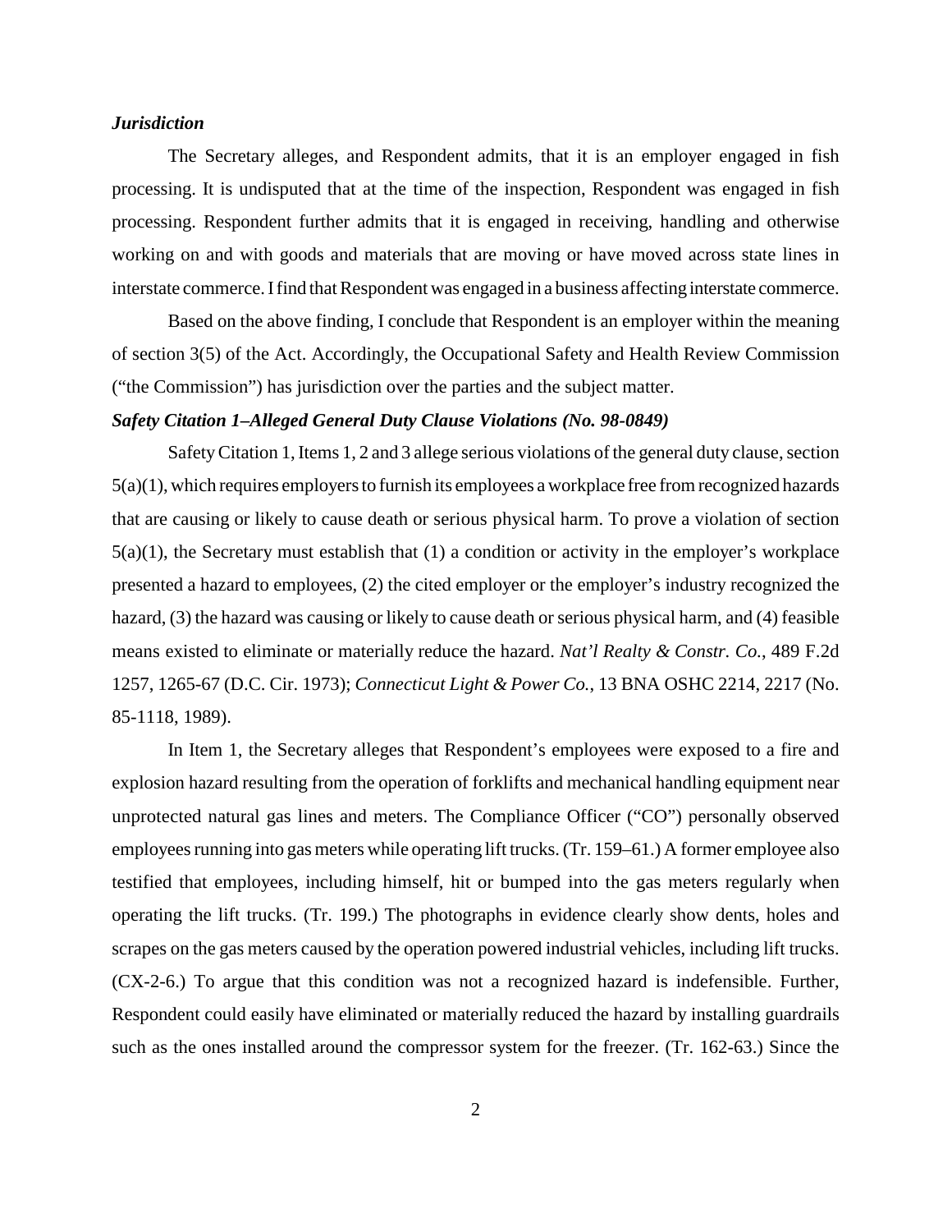***Jurisdiction***

The Secretary alleges, and Respondent admits, that it is an employer engaged in fish processing. It is undisputed that at the time of the inspection, Respondent was engaged in fish processing. Respondent further admits that it is engaged in receiving, handling and otherwise working on and with goods and materials that are moving or have moved across state lines in interstate commerce. I find that Respondent was engaged in a business affecting interstate commerce.

Based on the above finding, I conclude that Respondent is an employer within the meaning of section 3(5) of the Act. Accordingly, the Occupational Safety and Health Review Commission ("the Commission") has jurisdiction over the parties and the subject matter.

***Safety Citation 1–Alleged General Duty Clause Violations (No. 98-0849)***

Safety Citation 1, Items 1, 2 and 3 allege serious violations of the general duty clause, section 5(a)(1), which requires employers to furnish its employees a workplace free from recognized hazards that are causing or likely to cause death or serious physical harm. To prove a violation of section 5(a)(1), the Secretary must establish that (1) a condition or activity in the employer's workplace presented a hazard to employees, (2) the cited employer or the employer's industry recognized the hazard, (3) the hazard was causing or likely to cause death or serious physical harm, and (4) feasible means existed to eliminate or materially reduce the hazard. *Nat'l Realty & Constr. Co.*, 489 F.2d 1257, 1265-67 (D.C. Cir. 1973); *Connecticut Light & Power Co.*, 13 BNA OSHC 2214, 2217 (No. 85-1118, 1989).

In Item 1, the Secretary alleges that Respondent's employees were exposed to a fire and explosion hazard resulting from the operation of forklifts and mechanical handling equipment near unprotected natural gas lines and meters. The Compliance Officer ("CO") personally observed employees running into gas meters while operating lift trucks. (Tr. 159–61.) A former employee also testified that employees, including himself, hit or bumped into the gas meters regularly when operating the lift trucks. (Tr. 199.) The photographs in evidence clearly show dents, holes and scrapes on the gas meters caused by the operation powered industrial vehicles, including lift trucks. (CX-2-6.) To argue that this condition was not a recognized hazard is indefensible. Further, Respondent could easily have eliminated or materially reduced the hazard by installing guardrails such as the ones installed around the compressor system for the freezer. (Tr. 162-63.) Since the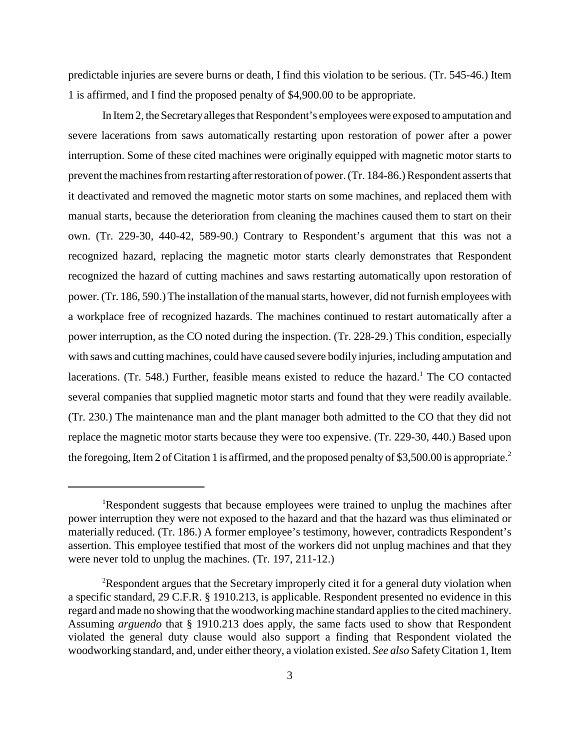predictable injuries are severe burns or death, I find this violation to be serious. (Tr. 545-46.) Item 1 is affirmed, and I find the proposed penalty of $4,900.00 to be appropriate.

In Item 2, the Secretary alleges that Respondent's employees were exposed to amputation and severe lacerations from saws automatically restarting upon restoration of power after a power interruption. Some of these cited machines were originally equipped with magnetic motor starts to prevent the machines from restarting after restoration of power. (Tr. 184-86.) Respondent asserts that it deactivated and removed the magnetic motor starts on some machines, and replaced them with manual starts, because the deterioration from cleaning the machines caused them to start on their own. (Tr. 229-30, 440-42, 589-90.) Contrary to Respondent's argument that this was not a recognized hazard, replacing the magnetic motor starts clearly demonstrates that Respondent recognized the hazard of cutting machines and saws restarting automatically upon restoration of power. (Tr. 186, 590.) The installation of the manual starts, however, did not furnish employees with a workplace free of recognized hazards. The machines continued to restart automatically after a power interruption, as the CO noted during the inspection. (Tr. 228-29.) This condition, especially with saws and cutting machines, could have caused severe bodily injuries, including amputation and lacerations. (Tr. 548.) Further, feasible means existed to reduce the hazard.[1] The CO contacted several companies that supplied magnetic motor starts and found that they were readily available. (Tr. 230.) The maintenance man and the plant manager both admitted to the CO that they did not replace the magnetic motor starts because they were too expensive. (Tr. 229-30, 440.) Based upon the foregoing, Item 2 of Citation 1 is affirmed, and the proposed penalty of $3,500.00 is appropriate.[2]

---

[1]Respondent suggests that because employees were trained to unplug the machines after power interruption they were not exposed to the hazard and that the hazard was thus eliminated or materially reduced. (Tr. 186.) A former employee's testimony, however, contradicts Respondent's assertion. This employee testified that most of the workers did not unplug machines and that they were never told to unplug the machines. (Tr. 197, 211-12.)

[2]Respondent argues that the Secretary improperly cited it for a general duty violation when a specific standard, 29 C.F.R. § 1910.213, is applicable. Respondent presented no evidence in this regard and made no showing that the woodworking machine standard applies to the cited machinery. Assuming *arguendo* that § 1910.213 does apply, the same facts used to show that Respondent violated the general duty clause would also support a finding that Respondent violated the woodworking standard, and, under either theory, a violation existed. *See also* Safety Citation 1, Item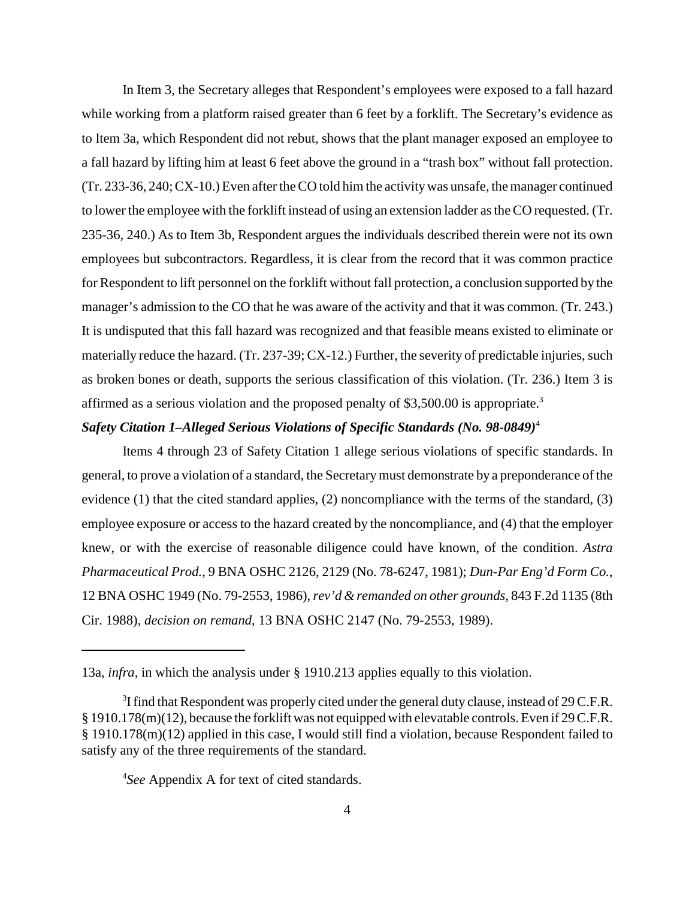In Item 3, the Secretary alleges that Respondent's employees were exposed to a fall hazard while working from a platform raised greater than 6 feet by a forklift. The Secretary's evidence as to Item 3a, which Respondent did not rebut, shows that the plant manager exposed an employee to a fall hazard by lifting him at least 6 feet above the ground in a "trash box" without fall protection. (Tr. 233-36, 240; CX-10.) Even after the CO told him the activity was unsafe, the manager continued to lower the employee with the forklift instead of using an extension ladder as the CO requested. (Tr. 235-36, 240.) As to Item 3b, Respondent argues the individuals described therein were not its own employees but subcontractors. Regardless, it is clear from the record that it was common practice for Respondent to lift personnel on the forklift without fall protection, a conclusion supported by the manager's admission to the CO that he was aware of the activity and that it was common. (Tr. 243.) It is undisputed that this fall hazard was recognized and that feasible means existed to eliminate or materially reduce the hazard. (Tr. 237-39; CX-12.) Further, the severity of predictable injuries, such as broken bones or death, supports the serious classification of this violation. (Tr. 236.) Item 3 is affirmed as a serious violation and the proposed penalty of $3,500.00 is appropriate.[3]

***Safety Citation 1–Alleged Serious Violations of Specific Standards (No. 98-0849)***[4]

Items 4 through 23 of Safety Citation 1 allege serious violations of specific standards. In general, to prove a violation of a standard, the Secretary must demonstrate by a preponderance of the evidence (1) that the cited standard applies, (2) noncompliance with the terms of the standard, (3) employee exposure or access to the hazard created by the noncompliance, and (4) that the employer knew, or with the exercise of reasonable diligence could have known, of the condition. *Astra Pharmaceutical Prod.*, 9 BNA OSHC 2126, 2129 (No. 78-6247, 1981); *Dun-Par Eng'd Form Co.*, 12 BNA OSHC 1949 (No. 79-2553, 1986), *rev'd & remanded on other grounds*, 843 F.2d 1135 (8th Cir. 1988), *decision on remand*, 13 BNA OSHC 2147 (No. 79-2553, 1989).

---

13a, *infra*, in which the analysis under § 1910.213 applies equally to this violation.

[3] I find that Respondent was properly cited under the general duty clause, instead of 29 C.F.R. § 1910.178(m)(12), because the forklift was not equipped with elevatable controls. Even if 29 C.F.R. § 1910.178(m)(12) applied in this case, I would still find a violation, because Respondent failed to satisfy any of the three requirements of the standard.

[4] *See* Appendix A for text of cited standards.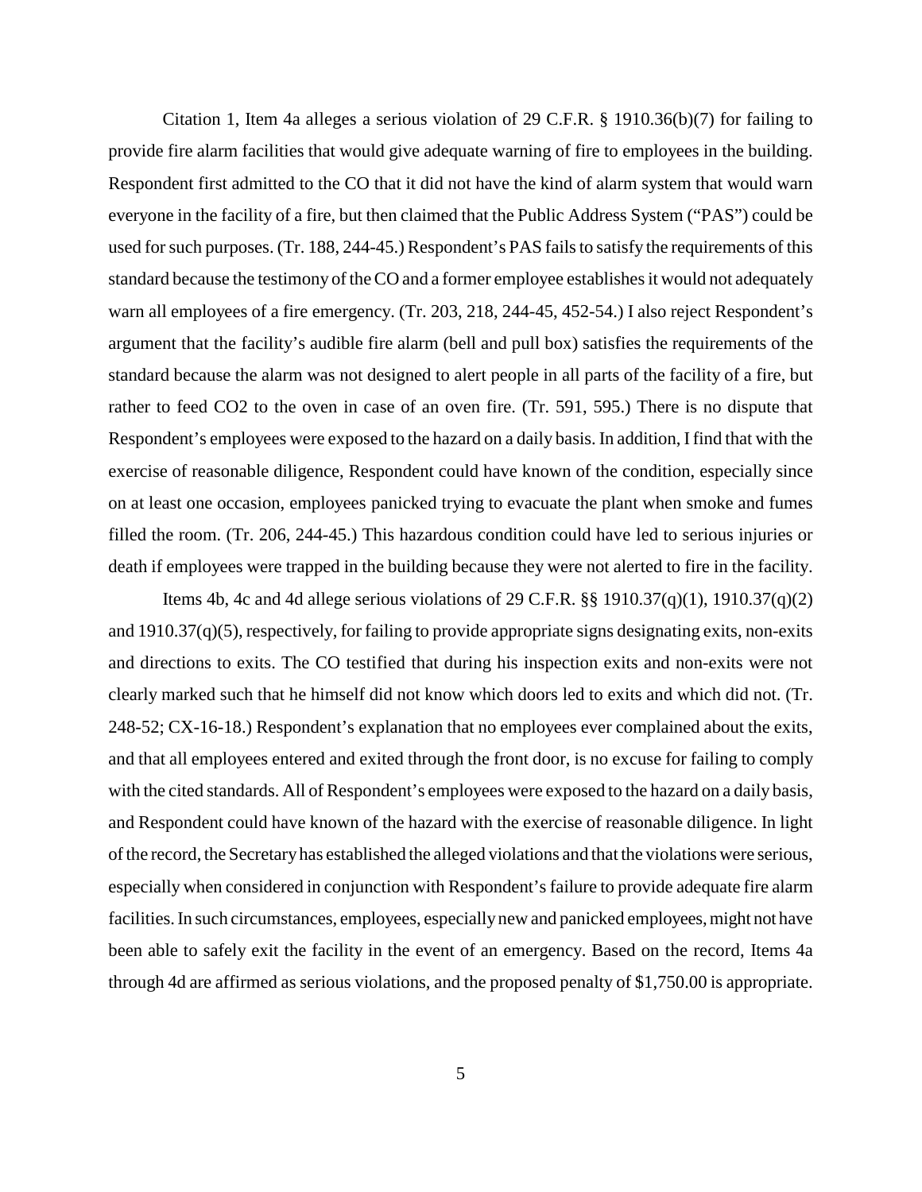Citation 1, Item 4a alleges a serious violation of 29 C.F.R. § 1910.36(b)(7) for failing to provide fire alarm facilities that would give adequate warning of fire to employees in the building. Respondent first admitted to the CO that it did not have the kind of alarm system that would warn everyone in the facility of a fire, but then claimed that the Public Address System ("PAS") could be used for such purposes. (Tr. 188, 244-45.) Respondent's PAS fails to satisfy the requirements of this standard because the testimony of the CO and a former employee establishes it would not adequately warn all employees of a fire emergency. (Tr. 203, 218, 244-45, 452-54.) I also reject Respondent's argument that the facility's audible fire alarm (bell and pull box) satisfies the requirements of the standard because the alarm was not designed to alert people in all parts of the facility of a fire, but rather to feed $CO_2$ to the oven in case of an oven fire. (Tr. 591, 595.) There is no dispute that Respondent's employees were exposed to the hazard on a daily basis. In addition, I find that with the exercise of reasonable diligence, Respondent could have known of the condition, especially since on at least one occasion, employees panicked trying to evacuate the plant when smoke and fumes filled the room. (Tr. 206, 244-45.) This hazardous condition could have led to serious injuries or death if employees were trapped in the building because they were not alerted to fire in the facility.

Items 4b, 4c and 4d allege serious violations of 29 C.F.R. §§ 1910.37(q)(1), 1910.37(q)(2) and 1910.37(q)(5), respectively, for failing to provide appropriate signs designating exits, non-exits and directions to exits. The CO testified that during his inspection exits and non-exits were not clearly marked such that he himself did not know which doors led to exits and which did not. (Tr. 248-52; CX-16-18.) Respondent's explanation that no employees ever complained about the exits, and that all employees entered and exited through the front door, is no excuse for failing to comply with the cited standards. All of Respondent's employees were exposed to the hazard on a daily basis, and Respondent could have known of the hazard with the exercise of reasonable diligence. In light of the record, the Secretary has established the alleged violations and that the violations were serious, especially when considered in conjunction with Respondent's failure to provide adequate fire alarm facilities. In such circumstances, employees, especially new and panicked employees, might not have been able to safely exit the facility in the event of an emergency. Based on the record, Items 4a through 4d are affirmed as serious violations, and the proposed penalty of $1,750.00 is appropriate.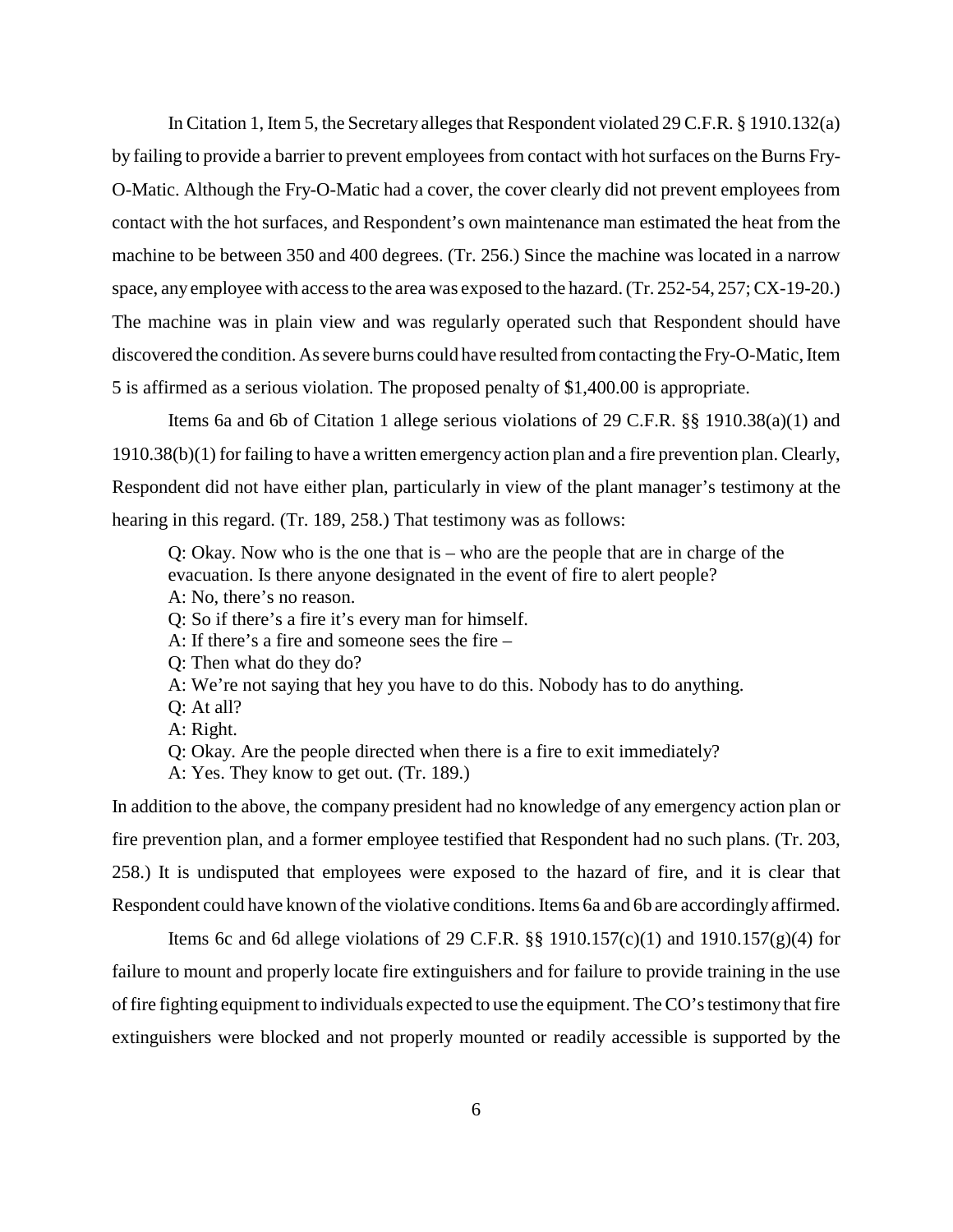In Citation 1, Item 5, the Secretary alleges that Respondent violated 29 C.F.R. § 1910.132(a) by failing to provide a barrier to prevent employees from contact with hot surfaces on the Burns Fry-O-Matic. Although the Fry-O-Matic had a cover, the cover clearly did not prevent employees from contact with the hot surfaces, and Respondent's own maintenance man estimated the heat from the machine to be between 350 and 400 degrees. (Tr. 256.) Since the machine was located in a narrow space, any employee with access to the area was exposed to the hazard. (Tr. 252-54, 257; CX-19-20.) The machine was in plain view and was regularly operated such that Respondent should have discovered the condition. As severe burns could have resulted from contacting the Fry-O-Matic, Item 5 is affirmed as a serious violation. The proposed penalty of $1,400.00 is appropriate.

Items 6a and 6b of Citation 1 allege serious violations of 29 C.F.R. §§ 1910.38(a)(1) and 1910.38(b)(1) for failing to have a written emergency action plan and a fire prevention plan. Clearly, Respondent did not have either plan, particularly in view of the plant manager's testimony at the hearing in this regard. (Tr. 189, 258.) That testimony was as follows:

> Q: Okay. Now who is the one that is – who are the people that are in charge of the evacuation. Is there anyone designated in the event of fire to alert people?
> A: No, there's no reason.
> Q: So if there's a fire it's every man for himself.
> A: If there's a fire and someone sees the fire –
> Q: Then what do they do?
> A: We're not saying that hey you have to do this. Nobody has to do anything.
> Q: At all?
> A: Right.
> Q: Okay. Are the people directed when there is a fire to exit immediately?
> A: Yes. They know to get out. (Tr. 189.)

In addition to the above, the company president had no knowledge of any emergency action plan or fire prevention plan, and a former employee testified that Respondent had no such plans. (Tr. 203, 258.) It is undisputed that employees were exposed to the hazard of fire, and it is clear that Respondent could have known of the violative conditions. Items 6a and 6b are accordingly affirmed.

Items 6c and 6d allege violations of 29 C.F.R. §§ 1910.157(c)(1) and 1910.157(g)(4) for failure to mount and properly locate fire extinguishers and for failure to provide training in the use of fire fighting equipment to individuals expected to use the equipment. The CO's testimony that fire extinguishers were blocked and not properly mounted or readily accessible is supported by the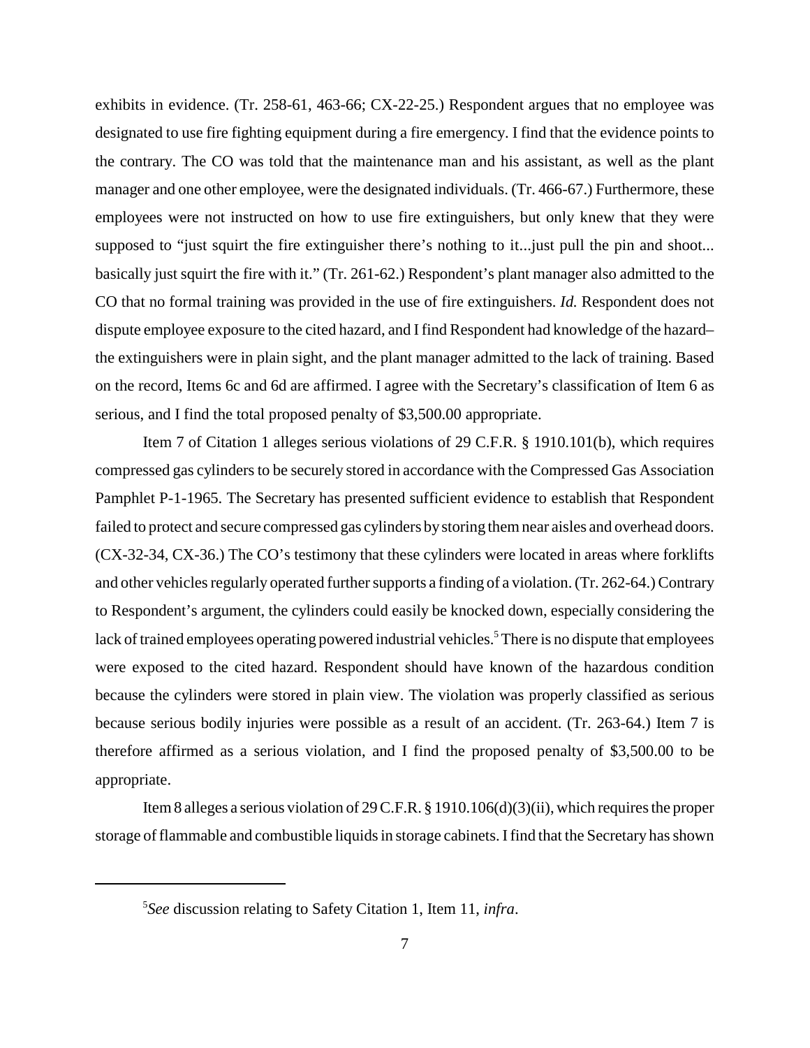exhibits in evidence. (Tr. 258-61, 463-66; CX-22-25.) Respondent argues that no employee was designated to use fire fighting equipment during a fire emergency. I find that the evidence points to the contrary. The CO was told that the maintenance man and his assistant, as well as the plant manager and one other employee, were the designated individuals. (Tr. 466-67.) Furthermore, these employees were not instructed on how to use fire extinguishers, but only knew that they were supposed to "just squirt the fire extinguisher there's nothing to it...just pull the pin and shoot... basically just squirt the fire with it." (Tr. 261-62.) Respondent's plant manager also admitted to the CO that no formal training was provided in the use of fire extinguishers. *Id.* Respondent does not dispute employee exposure to the cited hazard, and I find Respondent had knowledge of the hazard– the extinguishers were in plain sight, and the plant manager admitted to the lack of training. Based on the record, Items 6c and 6d are affirmed. I agree with the Secretary's classification of Item 6 as serious, and I find the total proposed penalty of $3,500.00 appropriate.

Item 7 of Citation 1 alleges serious violations of 29 C.F.R. § 1910.101(b), which requires compressed gas cylinders to be securely stored in accordance with the Compressed Gas Association Pamphlet P-1-1965. The Secretary has presented sufficient evidence to establish that Respondent failed to protect and secure compressed gas cylinders by storing them near aisles and overhead doors. (CX-32-34, CX-36.) The CO's testimony that these cylinders were located in areas where forklifts and other vehicles regularly operated further supports a finding of a violation. (Tr. 262-64.) Contrary to Respondent's argument, the cylinders could easily be knocked down, especially considering the lack of trained employees operating powered industrial vehicles.[5] There is no dispute that employees were exposed to the cited hazard. Respondent should have known of the hazardous condition because the cylinders were stored in plain view. The violation was properly classified as serious because serious bodily injuries were possible as a result of an accident. (Tr. 263-64.) Item 7 is therefore affirmed as a serious violation, and I find the proposed penalty of $3,500.00 to be appropriate.

Item 8 alleges a serious violation of 29 C.F.R. § 1910.106(d)(3)(ii), which requires the proper storage of flammable and combustible liquids in storage cabinets. I find that the Secretary has shown

---

[5] *See* discussion relating to Safety Citation 1, Item 11, *infra*.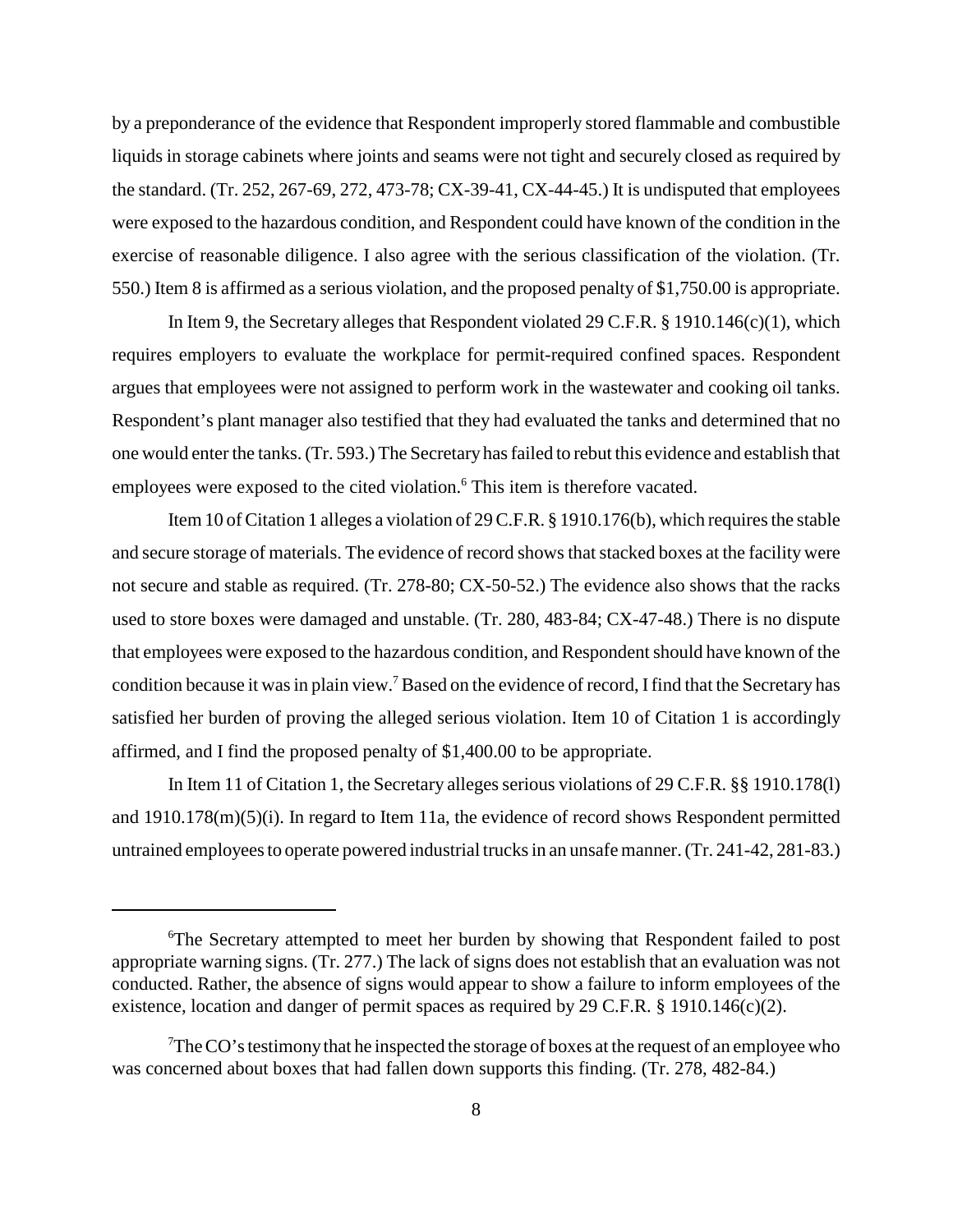by a preponderance of the evidence that Respondent improperly stored flammable and combustible liquids in storage cabinets where joints and seams were not tight and securely closed as required by the standard. (Tr. 252, 267-69, 272, 473-78; CX-39-41, CX-44-45.) It is undisputed that employees were exposed to the hazardous condition, and Respondent could have known of the condition in the exercise of reasonable diligence. I also agree with the serious classification of the violation. (Tr. 550.) Item 8 is affirmed as a serious violation, and the proposed penalty of $1,750.00 is appropriate.

In Item 9, the Secretary alleges that Respondent violated 29 C.F.R. § 1910.146(c)(1), which requires employers to evaluate the workplace for permit-required confined spaces. Respondent argues that employees were not assigned to perform work in the wastewater and cooking oil tanks. Respondent's plant manager also testified that they had evaluated the tanks and determined that no one would enter the tanks. (Tr. 593.) The Secretary has failed to rebut this evidence and establish that employees were exposed to the cited violation.[6] This item is therefore vacated.

Item 10 of Citation 1 alleges a violation of 29 C.F.R. § 1910.176(b), which requires the stable and secure storage of materials. The evidence of record shows that stacked boxes at the facility were not secure and stable as required. (Tr. 278-80; CX-50-52.) The evidence also shows that the racks used to store boxes were damaged and unstable. (Tr. 280, 483-84; CX-47-48.) There is no dispute that employees were exposed to the hazardous condition, and Respondent should have known of the condition because it was in plain view.[7] Based on the evidence of record, I find that the Secretary has satisfied her burden of proving the alleged serious violation. Item 10 of Citation 1 is accordingly affirmed, and I find the proposed penalty of $1,400.00 to be appropriate.

In Item 11 of Citation 1, the Secretary alleges serious violations of 29 C.F.R. §§ 1910.178(l) and 1910.178(m)(5)(i). In regard to Item 11a, the evidence of record shows Respondent permitted untrained employees to operate powered industrial trucks in an unsafe manner. (Tr. 241-42, 281-83.)

---

[6]The Secretary attempted to meet her burden by showing that Respondent failed to post appropriate warning signs. (Tr. 277.) The lack of signs does not establish that an evaluation was not conducted. Rather, the absence of signs would appear to show a failure to inform employees of the existence, location and danger of permit spaces as required by 29 C.F.R. § 1910.146(c)(2).

[7]The CO's testimony that he inspected the storage of boxes at the request of an employee who was concerned about boxes that had fallen down supports this finding. (Tr. 278, 482-84.)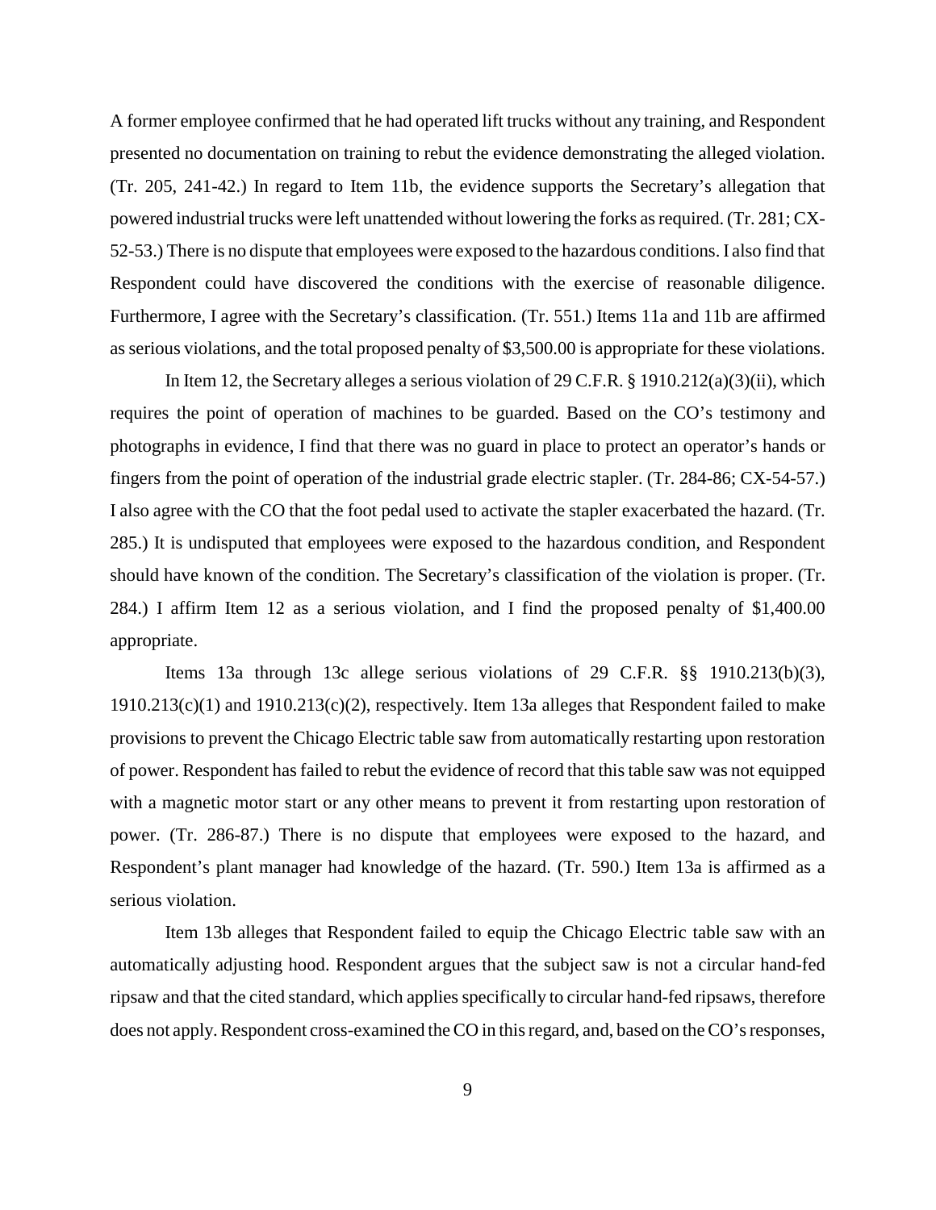A former employee confirmed that he had operated lift trucks without any training, and Respondent presented no documentation on training to rebut the evidence demonstrating the alleged violation. (Tr. 205, 241-42.) In regard to Item 11b, the evidence supports the Secretary's allegation that powered industrial trucks were left unattended without lowering the forks as required. (Tr. 281; CX-52-53.) There is no dispute that employees were exposed to the hazardous conditions. I also find that Respondent could have discovered the conditions with the exercise of reasonable diligence. Furthermore, I agree with the Secretary's classification. (Tr. 551.) Items 11a and 11b are affirmed as serious violations, and the total proposed penalty of $3,500.00 is appropriate for these violations.

In Item 12, the Secretary alleges a serious violation of 29 C.F.R. § 1910.212(a)(3)(ii), which requires the point of operation of machines to be guarded. Based on the CO's testimony and photographs in evidence, I find that there was no guard in place to protect an operator's hands or fingers from the point of operation of the industrial grade electric stapler. (Tr. 284-86; CX-54-57.) I also agree with the CO that the foot pedal used to activate the stapler exacerbated the hazard. (Tr. 285.) It is undisputed that employees were exposed to the hazardous condition, and Respondent should have known of the condition. The Secretary's classification of the violation is proper. (Tr. 284.) I affirm Item 12 as a serious violation, and I find the proposed penalty of $1,400.00 appropriate.

Items 13a through 13c allege serious violations of 29 C.F.R. §§ 1910.213(b)(3), 1910.213(c)(1) and 1910.213(c)(2), respectively. Item 13a alleges that Respondent failed to make provisions to prevent the Chicago Electric table saw from automatically restarting upon restoration of power. Respondent has failed to rebut the evidence of record that this table saw was not equipped with a magnetic motor start or any other means to prevent it from restarting upon restoration of power. (Tr. 286-87.) There is no dispute that employees were exposed to the hazard, and Respondent's plant manager had knowledge of the hazard. (Tr. 590.) Item 13a is affirmed as a serious violation.

Item 13b alleges that Respondent failed to equip the Chicago Electric table saw with an automatically adjusting hood. Respondent argues that the subject saw is not a circular hand-fed ripsaw and that the cited standard, which applies specifically to circular hand-fed ripsaws, therefore does not apply. Respondent cross-examined the CO in this regard, and, based on the CO's responses,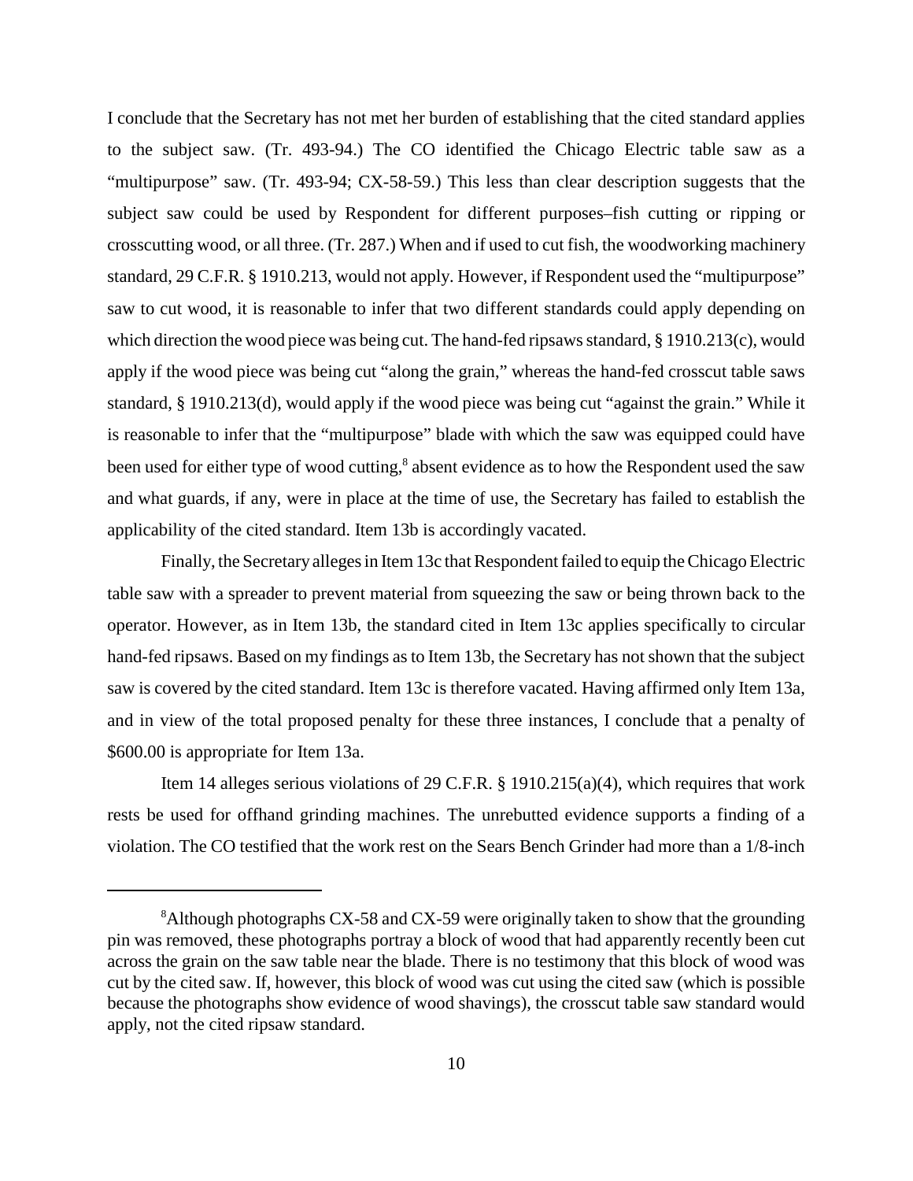I conclude that the Secretary has not met her burden of establishing that the cited standard applies to the subject saw. (Tr. 493-94.) The CO identified the Chicago Electric table saw as a "multipurpose" saw. (Tr. 493-94; CX-58-59.) This less than clear description suggests that the subject saw could be used by Respondent for different purposes–fish cutting or ripping or crosscutting wood, or all three. (Tr. 287.) When and if used to cut fish, the woodworking machinery standard, 29 C.F.R. § 1910.213, would not apply. However, if Respondent used the "multipurpose" saw to cut wood, it is reasonable to infer that two different standards could apply depending on which direction the wood piece was being cut. The hand-fed ripsaws standard, § 1910.213(c), would apply if the wood piece was being cut "along the grain," whereas the hand-fed crosscut table saws standard, § 1910.213(d), would apply if the wood piece was being cut "against the grain." While it is reasonable to infer that the "multipurpose" blade with which the saw was equipped could have been used for either type of wood cutting,[8] absent evidence as to how the Respondent used the saw and what guards, if any, were in place at the time of use, the Secretary has failed to establish the applicability of the cited standard. Item 13b is accordingly vacated.

Finally, the Secretary alleges in Item 13c that Respondent failed to equip the Chicago Electric table saw with a spreader to prevent material from squeezing the saw or being thrown back to the operator. However, as in Item 13b, the standard cited in Item 13c applies specifically to circular hand-fed ripsaws. Based on my findings as to Item 13b, the Secretary has not shown that the subject saw is covered by the cited standard. Item 13c is therefore vacated. Having affirmed only Item 13a, and in view of the total proposed penalty for these three instances, I conclude that a penalty of $600.00 is appropriate for Item 13a.

Item 14 alleges serious violations of 29 C.F.R. § 1910.215(a)(4), which requires that work rests be used for offhand grinding machines. The unrebutted evidence supports a finding of a violation. The CO testified that the work rest on the Sears Bench Grinder had more than a 1/8-inch

---

[8] Although photographs CX-58 and CX-59 were originally taken to show that the grounding pin was removed, these photographs portray a block of wood that had apparently recently been cut across the grain on the saw table near the blade. There is no testimony that this block of wood was cut by the cited saw. If, however, this block of wood was cut using the cited saw (which is possible because the photographs show evidence of wood shavings), the crosscut table saw standard would apply, not the cited ripsaw standard.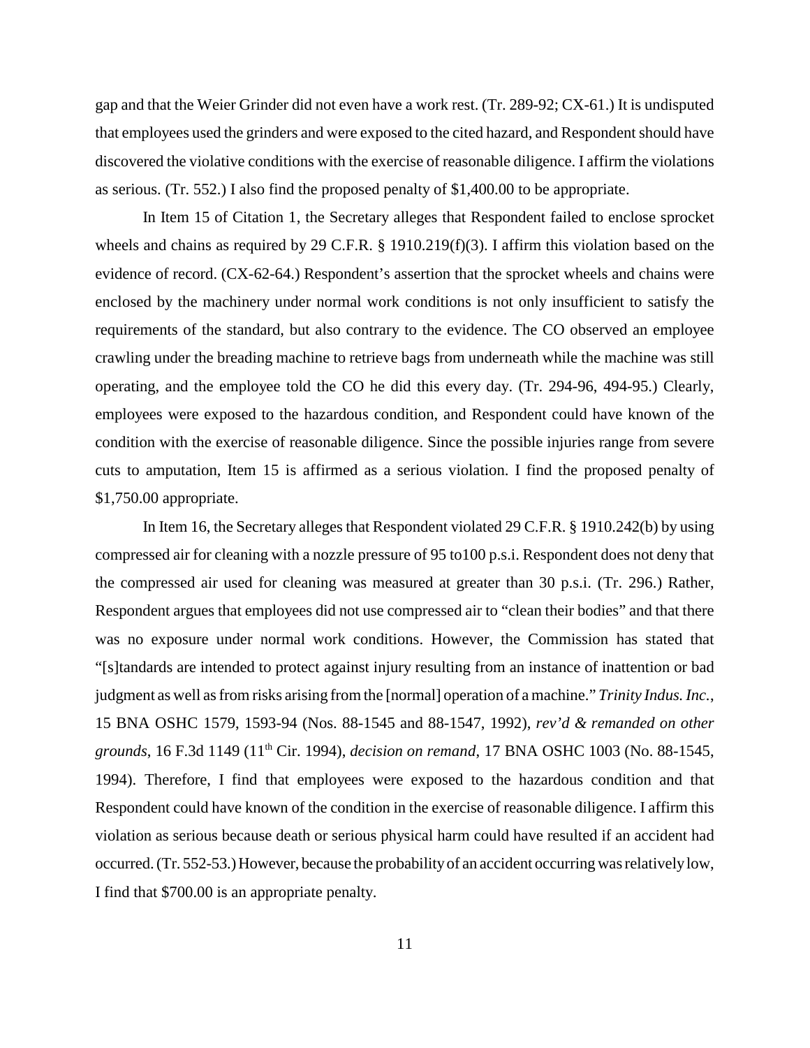gap and that the Weier Grinder did not even have a work rest. (Tr. 289-92; CX-61.) It is undisputed that employees used the grinders and were exposed to the cited hazard, and Respondent should have discovered the violative conditions with the exercise of reasonable diligence. I affirm the violations as serious. (Tr. 552.) I also find the proposed penalty of $1,400.00 to be appropriate.

In Item 15 of Citation 1, the Secretary alleges that Respondent failed to enclose sprocket wheels and chains as required by 29 C.F.R. § 1910.219(f)(3). I affirm this violation based on the evidence of record. (CX-62-64.) Respondent's assertion that the sprocket wheels and chains were enclosed by the machinery under normal work conditions is not only insufficient to satisfy the requirements of the standard, but also contrary to the evidence. The CO observed an employee crawling under the breading machine to retrieve bags from underneath while the machine was still operating, and the employee told the CO he did this every day. (Tr. 294-96, 494-95.) Clearly, employees were exposed to the hazardous condition, and Respondent could have known of the condition with the exercise of reasonable diligence. Since the possible injuries range from severe cuts to amputation, Item 15 is affirmed as a serious violation. I find the proposed penalty of $1,750.00 appropriate.

In Item 16, the Secretary alleges that Respondent violated 29 C.F.R. § 1910.242(b) by using compressed air for cleaning with a nozzle pressure of 95 to100 p.s.i. Respondent does not deny that the compressed air used for cleaning was measured at greater than 30 p.s.i. (Tr. 296.) Rather, Respondent argues that employees did not use compressed air to "clean their bodies" and that there was no exposure under normal work conditions. However, the Commission has stated that "[s]tandards are intended to protect against injury resulting from an instance of inattention or bad judgment as well as from risks arising from the [normal] operation of a machine." *Trinity Indus. Inc.*, 15 BNA OSHC 1579, 1593-94 (Nos. 88-1545 and 88-1547, 1992), *rev'd & remanded on other grounds*, 16 F.3d 1149 (11th Cir. 1994), *decision on remand*, 17 BNA OSHC 1003 (No. 88-1545, 1994). Therefore, I find that employees were exposed to the hazardous condition and that Respondent could have known of the condition in the exercise of reasonable diligence. I affirm this violation as serious because death or serious physical harm could have resulted if an accident had occurred. (Tr. 552-53.) However, because the probability of an accident occurring was relatively low, I find that $700.00 is an appropriate penalty.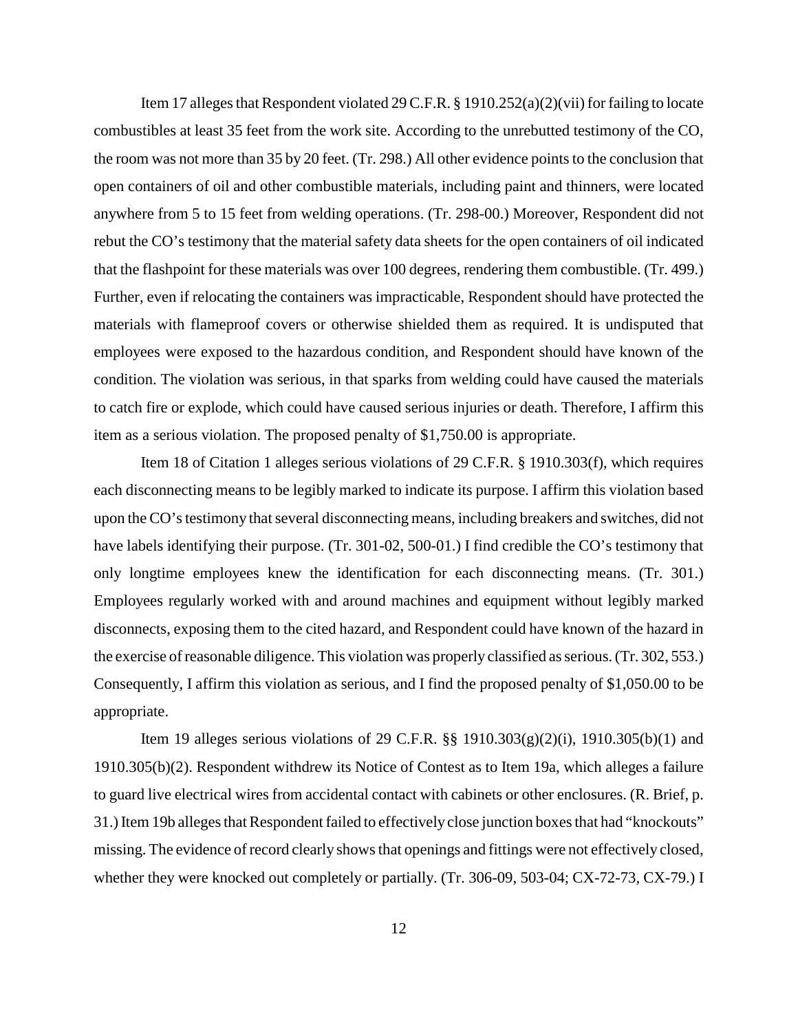Item 17 alleges that Respondent violated 29 C.F.R. § 1910.252(a)(2)(vii) for failing to locate combustibles at least 35 feet from the work site. According to the unrebutted testimony of the CO, the room was not more than 35 by 20 feet. (Tr. 298.) All other evidence points to the conclusion that open containers of oil and other combustible materials, including paint and thinners, were located anywhere from 5 to 15 feet from welding operations. (Tr. 298-00.) Moreover, Respondent did not rebut the CO's testimony that the material safety data sheets for the open containers of oil indicated that the flashpoint for these materials was over 100 degrees, rendering them combustible. (Tr. 499.) Further, even if relocating the containers was impracticable, Respondent should have protected the materials with flameproof covers or otherwise shielded them as required. It is undisputed that employees were exposed to the hazardous condition, and Respondent should have known of the condition. The violation was serious, in that sparks from welding could have caused the materials to catch fire or explode, which could have caused serious injuries or death. Therefore, I affirm this item as a serious violation. The proposed penalty of $1,750.00 is appropriate.

Item 18 of Citation 1 alleges serious violations of 29 C.F.R. § 1910.303(f), which requires each disconnecting means to be legibly marked to indicate its purpose. I affirm this violation based upon the CO's testimony that several disconnecting means, including breakers and switches, did not have labels identifying their purpose. (Tr. 301-02, 500-01.) I find credible the CO's testimony that only longtime employees knew the identification for each disconnecting means. (Tr. 301.) Employees regularly worked with and around machines and equipment without legibly marked disconnects, exposing them to the cited hazard, and Respondent could have known of the hazard in the exercise of reasonable diligence. This violation was properly classified as serious. (Tr. 302, 553.) Consequently, I affirm this violation as serious, and I find the proposed penalty of $1,050.00 to be appropriate.

Item 19 alleges serious violations of 29 C.F.R. §§ 1910.303(g)(2)(i), 1910.305(b)(1) and 1910.305(b)(2). Respondent withdrew its Notice of Contest as to Item 19a, which alleges a failure to guard live electrical wires from accidental contact with cabinets or other enclosures. (R. Brief, p. 31.) Item 19b alleges that Respondent failed to effectively close junction boxes that had "knockouts" missing. The evidence of record clearly shows that openings and fittings were not effectively closed, whether they were knocked out completely or partially. (Tr. 306-09, 503-04; CX-72-73, CX-79.) I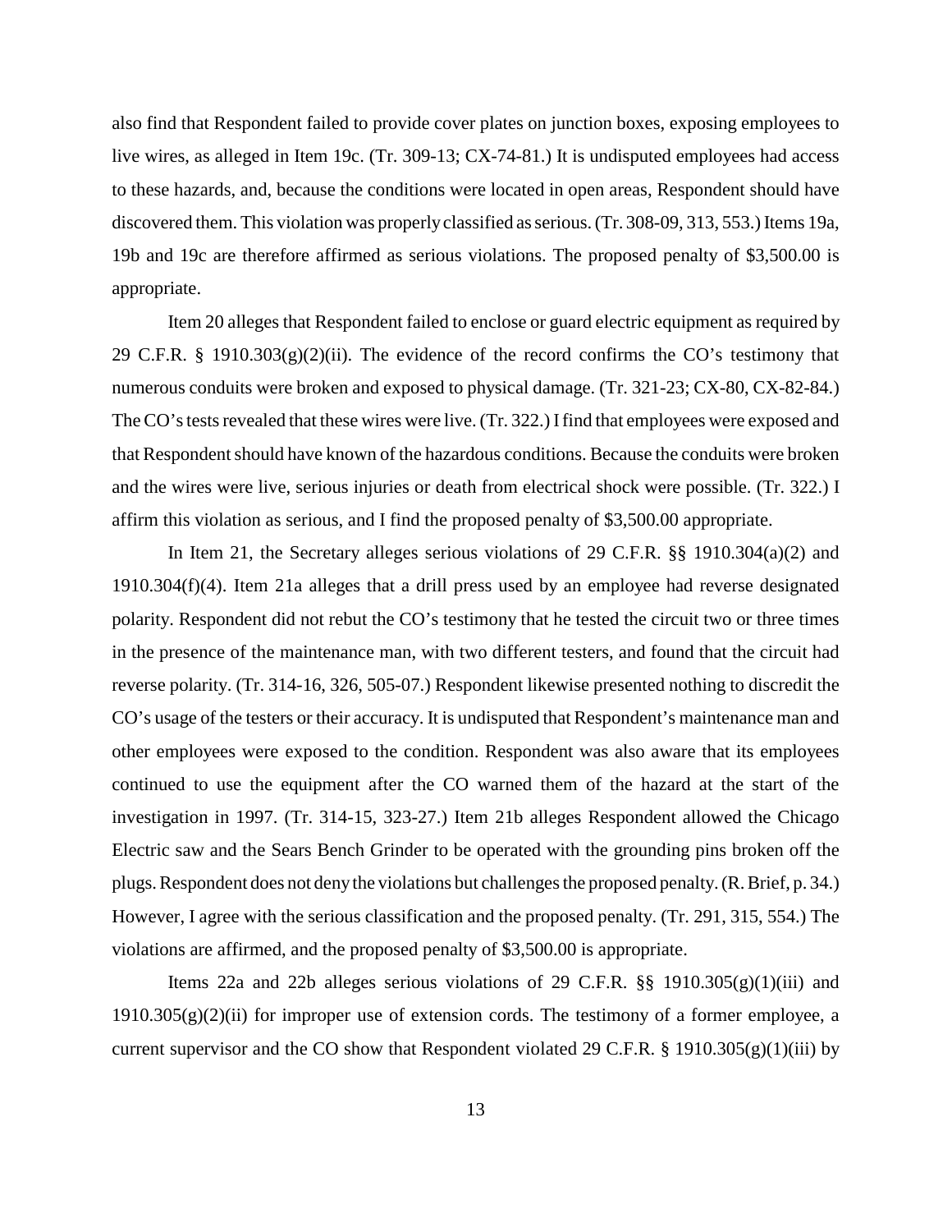also find that Respondent failed to provide cover plates on junction boxes, exposing employees to live wires, as alleged in Item 19c. (Tr. 309-13; CX-74-81.) It is undisputed employees had access to these hazards, and, because the conditions were located in open areas, Respondent should have discovered them. This violation was properly classified as serious. (Tr. 308-09, 313, 553.) Items 19a, 19b and 19c are therefore affirmed as serious violations. The proposed penalty of $3,500.00 is appropriate.

Item 20 alleges that Respondent failed to enclose or guard electric equipment as required by 29 C.F.R. § 1910.303(g)(2)(ii). The evidence of the record confirms the CO's testimony that numerous conduits were broken and exposed to physical damage. (Tr. 321-23; CX-80, CX-82-84.) The CO's tests revealed that these wires were live. (Tr. 322.) I find that employees were exposed and that Respondent should have known of the hazardous conditions. Because the conduits were broken and the wires were live, serious injuries or death from electrical shock were possible. (Tr. 322.) I affirm this violation as serious, and I find the proposed penalty of $3,500.00 appropriate.

In Item 21, the Secretary alleges serious violations of 29 C.F.R. §§ 1910.304(a)(2) and 1910.304(f)(4). Item 21a alleges that a drill press used by an employee had reverse designated polarity. Respondent did not rebut the CO's testimony that he tested the circuit two or three times in the presence of the maintenance man, with two different testers, and found that the circuit had reverse polarity. (Tr. 314-16, 326, 505-07.) Respondent likewise presented nothing to discredit the CO's usage of the testers or their accuracy. It is undisputed that Respondent's maintenance man and other employees were exposed to the condition. Respondent was also aware that its employees continued to use the equipment after the CO warned them of the hazard at the start of the investigation in 1997. (Tr. 314-15, 323-27.) Item 21b alleges Respondent allowed the Chicago Electric saw and the Sears Bench Grinder to be operated with the grounding pins broken off the plugs. Respondent does not deny the violations but challenges the proposed penalty. (R. Brief, p. 34.) However, I agree with the serious classification and the proposed penalty. (Tr. 291, 315, 554.) The violations are affirmed, and the proposed penalty of $3,500.00 is appropriate.

Items 22a and 22b alleges serious violations of 29 C.F.R. §§ 1910.305(g)(1)(iii) and 1910.305(g)(2)(ii) for improper use of extension cords. The testimony of a former employee, a current supervisor and the CO show that Respondent violated 29 C.F.R. § 1910.305(g)(1)(iii) by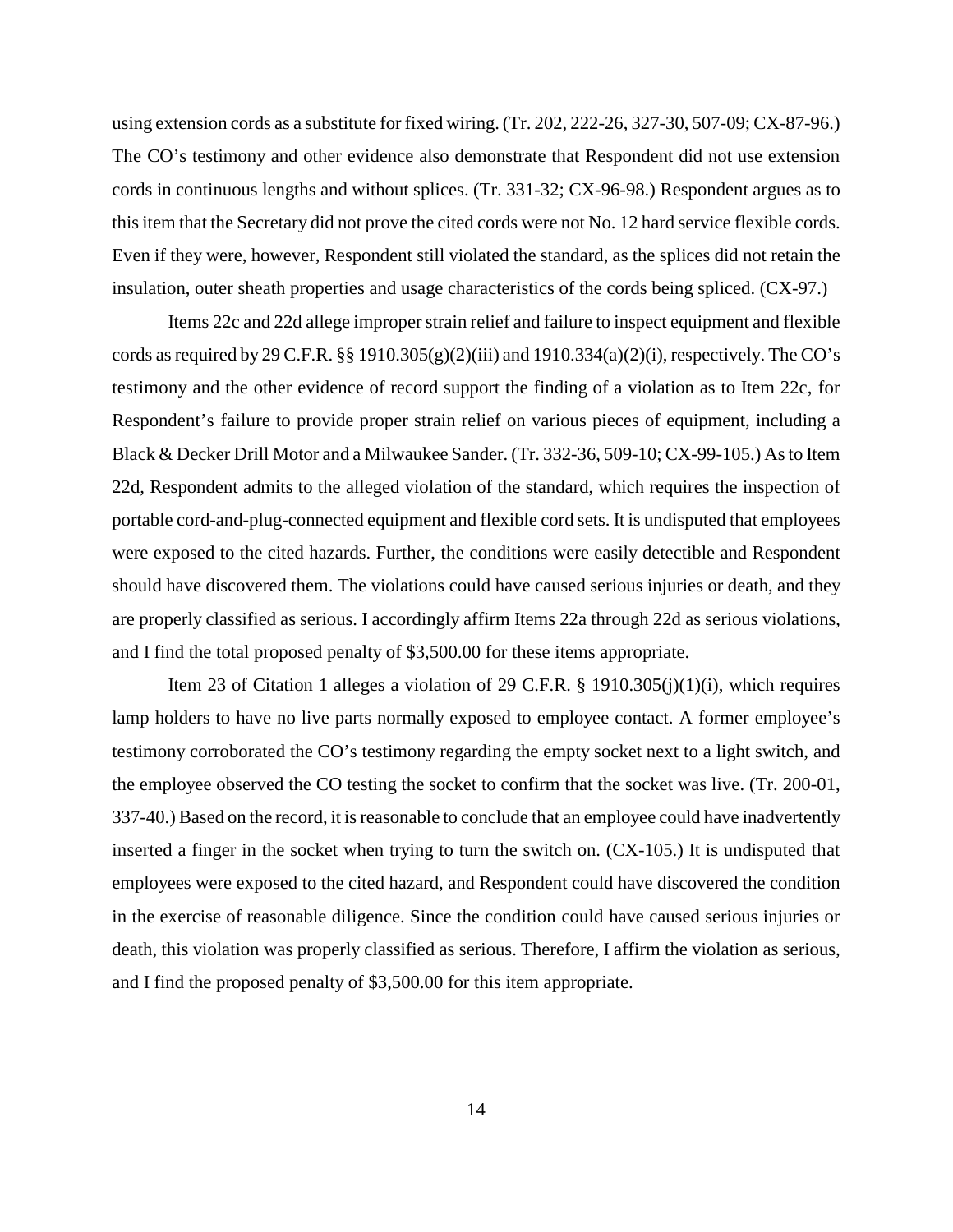using extension cords as a substitute for fixed wiring. (Tr. 202, 222-26, 327-30, 507-09; CX-87-96.) The CO's testimony and other evidence also demonstrate that Respondent did not use extension cords in continuous lengths and without splices. (Tr. 331-32; CX-96-98.) Respondent argues as to this item that the Secretary did not prove the cited cords were not No. 12 hard service flexible cords. Even if they were, however, Respondent still violated the standard, as the splices did not retain the insulation, outer sheath properties and usage characteristics of the cords being spliced. (CX-97.)

Items 22c and 22d allege improper strain relief and failure to inspect equipment and flexible cords as required by 29 C.F.R. §§ 1910.305(g)(2)(iii) and 1910.334(a)(2)(i), respectively. The CO's testimony and the other evidence of record support the finding of a violation as to Item 22c, for Respondent's failure to provide proper strain relief on various pieces of equipment, including a Black & Decker Drill Motor and a Milwaukee Sander. (Tr. 332-36, 509-10; CX-99-105.) As to Item 22d, Respondent admits to the alleged violation of the standard, which requires the inspection of portable cord-and-plug-connected equipment and flexible cord sets. It is undisputed that employees were exposed to the cited hazards. Further, the conditions were easily detectible and Respondent should have discovered them. The violations could have caused serious injuries or death, and they are properly classified as serious. I accordingly affirm Items 22a through 22d as serious violations, and I find the total proposed penalty of $3,500.00 for these items appropriate.

Item 23 of Citation 1 alleges a violation of 29 C.F.R. § 1910.305(j)(1)(i), which requires lamp holders to have no live parts normally exposed to employee contact. A former employee's testimony corroborated the CO's testimony regarding the empty socket next to a light switch, and the employee observed the CO testing the socket to confirm that the socket was live. (Tr. 200-01, 337-40.) Based on the record, it is reasonable to conclude that an employee could have inadvertently inserted a finger in the socket when trying to turn the switch on. (CX-105.) It is undisputed that employees were exposed to the cited hazard, and Respondent could have discovered the condition in the exercise of reasonable diligence. Since the condition could have caused serious injuries or death, this violation was properly classified as serious. Therefore, I affirm the violation as serious, and I find the proposed penalty of $3,500.00 for this item appropriate.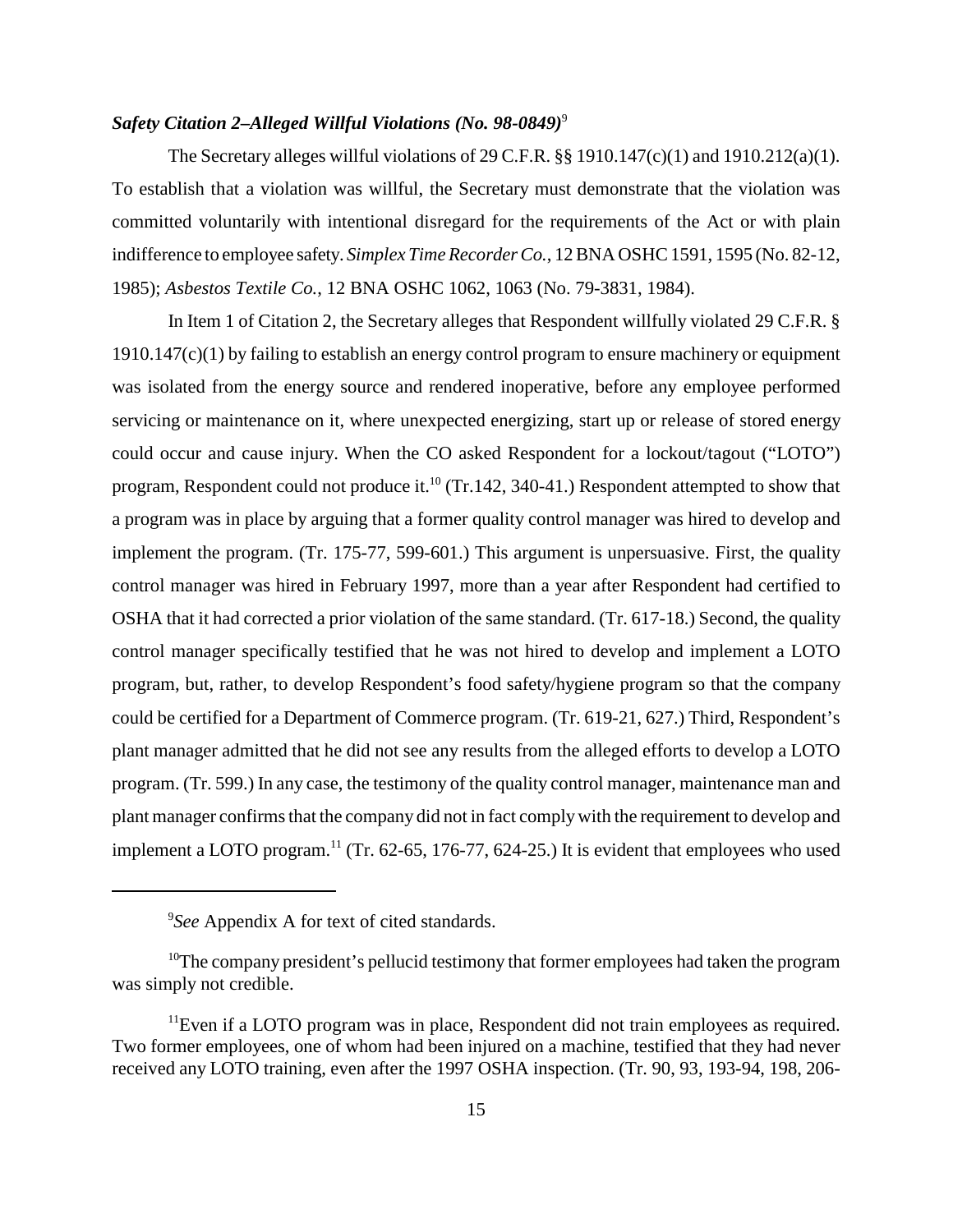***Safety Citation 2–Alleged Willful Violations (No. 98-0849)***[9]

The Secretary alleges willful violations of 29 C.F.R. §§ 1910.147(c)(1) and 1910.212(a)(1). To establish that a violation was willful, the Secretary must demonstrate that the violation was committed voluntarily with intentional disregard for the requirements of the Act or with plain indifference to employee safety. *Simplex Time Recorder Co.*, 12 BNA OSHC 1591, 1595 (No. 82-12, 1985); *Asbestos Textile Co.*, 12 BNA OSHC 1062, 1063 (No. 79-3831, 1984).

In Item 1 of Citation 2, the Secretary alleges that Respondent willfully violated 29 C.F.R. § 1910.147(c)(1) by failing to establish an energy control program to ensure machinery or equipment was isolated from the energy source and rendered inoperative, before any employee performed servicing or maintenance on it, where unexpected energizing, start up or release of stored energy could occur and cause injury. When the CO asked Respondent for a lockout/tagout ("LOTO") program, Respondent could not produce it.[10] (Tr.142, 340-41.) Respondent attempted to show that a program was in place by arguing that a former quality control manager was hired to develop and implement the program. (Tr. 175-77, 599-601.) This argument is unpersuasive. First, the quality control manager was hired in February 1997, more than a year after Respondent had certified to OSHA that it had corrected a prior violation of the same standard. (Tr. 617-18.) Second, the quality control manager specifically testified that he was not hired to develop and implement a LOTO program, but, rather, to develop Respondent's food safety/hygiene program so that the company could be certified for a Department of Commerce program. (Tr. 619-21, 627.) Third, Respondent's plant manager admitted that he did not see any results from the alleged efforts to develop a LOTO program. (Tr. 599.) In any case, the testimony of the quality control manager, maintenance man and plant manager confirms that the company did not in fact comply with the requirement to develop and implement a LOTO program.[11] (Tr. 62-65, 176-77, 624-25.) It is evident that employees who used

---

[9]*See* Appendix A for text of cited standards.

[10]The company president's pellucid testimony that former employees had taken the program was simply not credible.

[11]Even if a LOTO program was in place, Respondent did not train employees as required. Two former employees, one of whom had been injured on a machine, testified that they had never received any LOTO training, even after the 1997 OSHA inspection. (Tr. 90, 93, 193-94, 198, 206-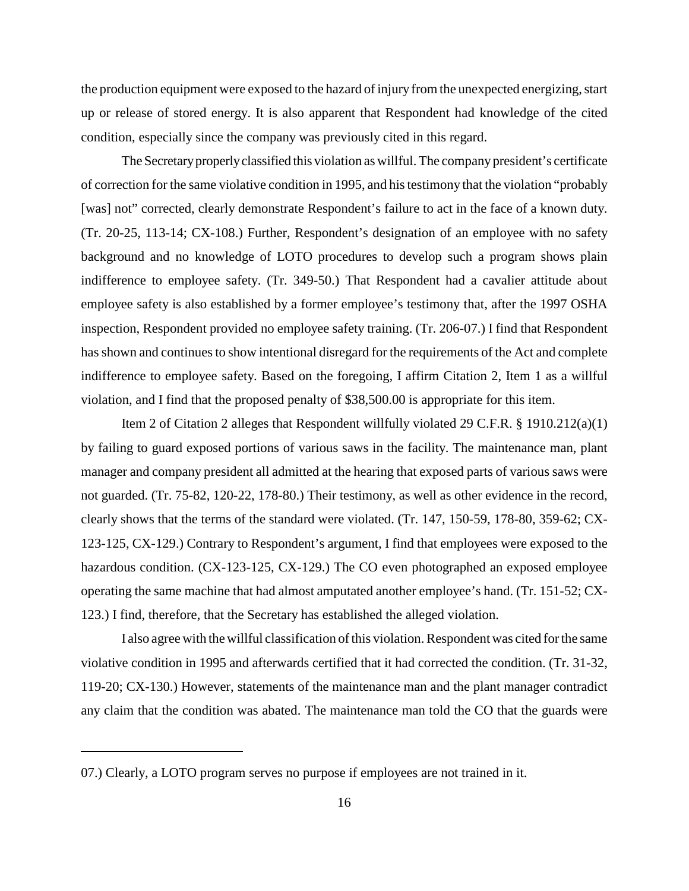the production equipment were exposed to the hazard of injury from the unexpected energizing, start up or release of stored energy. It is also apparent that Respondent had knowledge of the cited condition, especially since the company was previously cited in this regard.

The Secretary properly classified this violation as willful. The company president's certificate of correction for the same violative condition in 1995, and his testimony that the violation "probably [was] not" corrected, clearly demonstrate Respondent's failure to act in the face of a known duty. (Tr. 20-25, 113-14; CX-108.) Further, Respondent's designation of an employee with no safety background and no knowledge of LOTO procedures to develop such a program shows plain indifference to employee safety. (Tr. 349-50.) That Respondent had a cavalier attitude about employee safety is also established by a former employee's testimony that, after the 1997 OSHA inspection, Respondent provided no employee safety training. (Tr. 206-07.) I find that Respondent has shown and continues to show intentional disregard for the requirements of the Act and complete indifference to employee safety. Based on the foregoing, I affirm Citation 2, Item 1 as a willful violation, and I find that the proposed penalty of $38,500.00 is appropriate for this item.

Item 2 of Citation 2 alleges that Respondent willfully violated 29 C.F.R. § 1910.212(a)(1) by failing to guard exposed portions of various saws in the facility. The maintenance man, plant manager and company president all admitted at the hearing that exposed parts of various saws were not guarded. (Tr. 75-82, 120-22, 178-80.) Their testimony, as well as other evidence in the record, clearly shows that the terms of the standard were violated. (Tr. 147, 150-59, 178-80, 359-62; CX-123-125, CX-129.) Contrary to Respondent's argument, I find that employees were exposed to the hazardous condition. (CX-123-125, CX-129.) The CO even photographed an exposed employee operating the same machine that had almost amputated another employee's hand. (Tr. 151-52; CX-123.) I find, therefore, that the Secretary has established the alleged violation.

I also agree with the willful classification of this violation. Respondent was cited for the same violative condition in 1995 and afterwards certified that it had corrected the condition. (Tr. 31-32, 119-20; CX-130.) However, statements of the maintenance man and the plant manager contradict any claim that the condition was abated. The maintenance man told the CO that the guards were

---

07.) Clearly, a LOTO program serves no purpose if employees are not trained in it.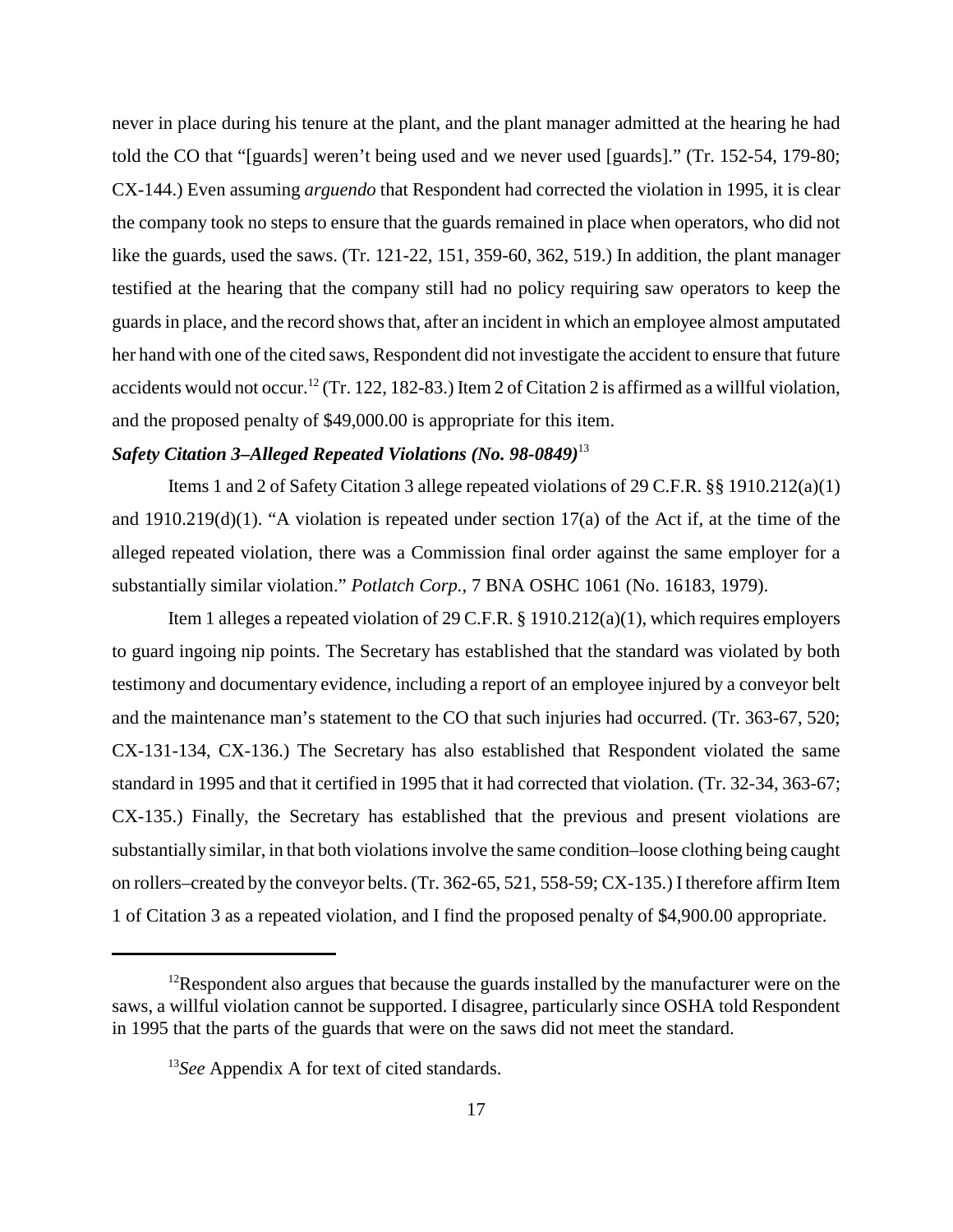never in place during his tenure at the plant, and the plant manager admitted at the hearing he had told the CO that "[guards] weren't being used and we never used [guards]." (Tr. 152-54, 179-80; CX-144.) Even assuming *arguendo* that Respondent had corrected the violation in 1995, it is clear the company took no steps to ensure that the guards remained in place when operators, who did not like the guards, used the saws. (Tr. 121-22, 151, 359-60, 362, 519.) In addition, the plant manager testified at the hearing that the company still had no policy requiring saw operators to keep the guards in place, and the record shows that, after an incident in which an employee almost amputated her hand with one of the cited saws, Respondent did not investigate the accident to ensure that future accidents would not occur.[12] (Tr. 122, 182-83.) Item 2 of Citation 2 is affirmed as a willful violation, and the proposed penalty of $49,000.00 is appropriate for this item.

### *Safety Citation 3–Alleged Repeated Violations (No. 98-0849)*[13]

Items 1 and 2 of Safety Citation 3 allege repeated violations of 29 C.F.R. §§ 1910.212(a)(1) and 1910.219(d)(1). "A violation is repeated under section 17(a) of the Act if, at the time of the alleged repeated violation, there was a Commission final order against the same employer for a substantially similar violation." *Potlatch Corp.*, 7 BNA OSHC 1061 (No. 16183, 1979).

Item 1 alleges a repeated violation of 29 C.F.R. § 1910.212(a)(1), which requires employers to guard ingoing nip points. The Secretary has established that the standard was violated by both testimony and documentary evidence, including a report of an employee injured by a conveyor belt and the maintenance man's statement to the CO that such injuries had occurred. (Tr. 363-67, 520; CX-131-134, CX-136.) The Secretary has also established that Respondent violated the same standard in 1995 and that it certified in 1995 that it had corrected that violation. (Tr. 32-34, 363-67; CX-135.) Finally, the Secretary has established that the previous and present violations are substantially similar, in that both violations involve the same condition–loose clothing being caught on rollers–created by the conveyor belts. (Tr. 362-65, 521, 558-59; CX-135.) I therefore affirm Item 1 of Citation 3 as a repeated violation, and I find the proposed penalty of $4,900.00 appropriate.

---

[12]Respondent also argues that because the guards installed by the manufacturer were on the saws, a willful violation cannot be supported. I disagree, particularly since OSHA told Respondent in 1995 that the parts of the guards that were on the saws did not meet the standard.

[13]*See* Appendix A for text of cited standards.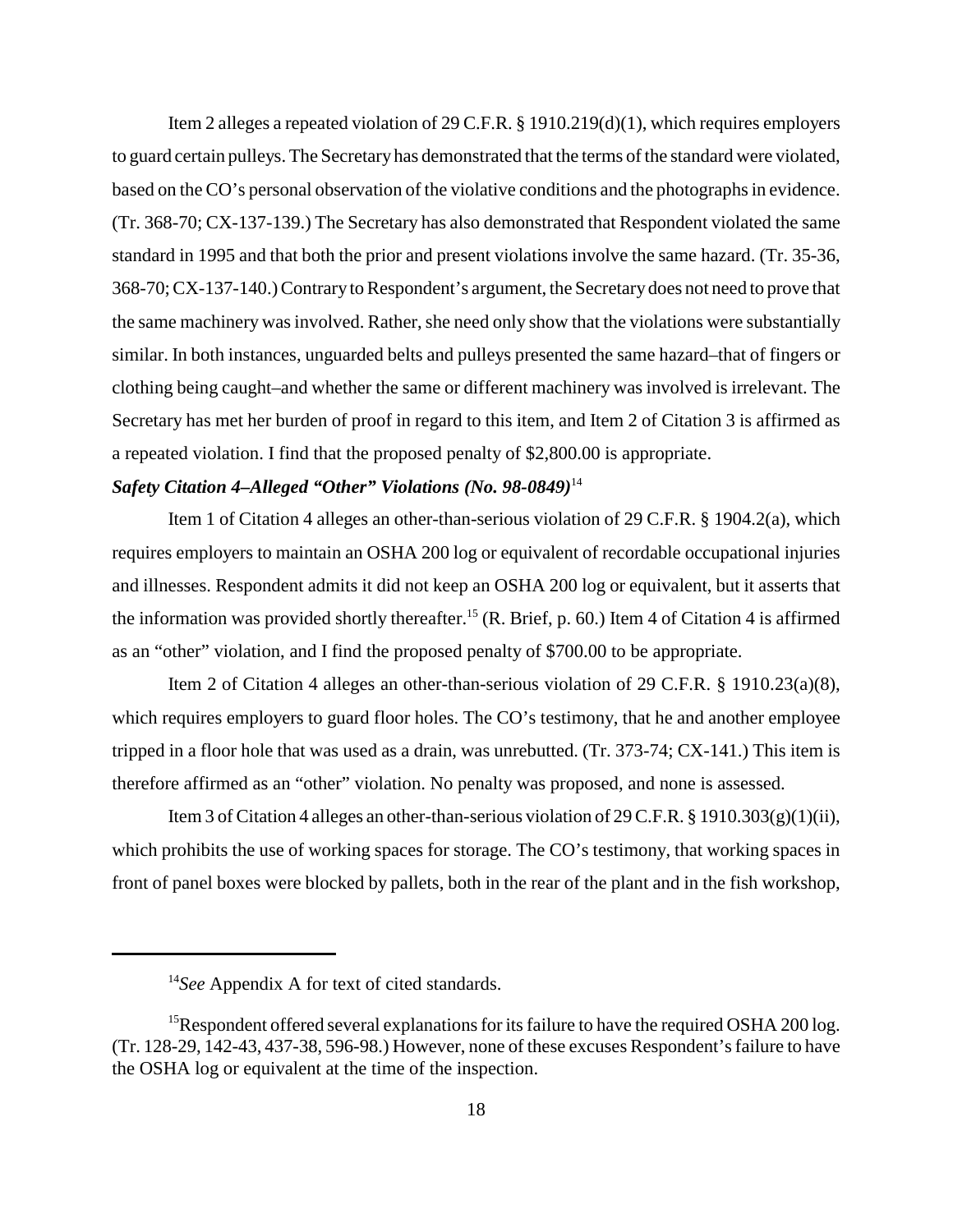Item 2 alleges a repeated violation of 29 C.F.R. § 1910.219(d)(1), which requires employers to guard certain pulleys. The Secretary has demonstrated that the terms of the standard were violated, based on the CO's personal observation of the violative conditions and the photographs in evidence. (Tr. 368-70; CX-137-139.) The Secretary has also demonstrated that Respondent violated the same standard in 1995 and that both the prior and present violations involve the same hazard. (Tr. 35-36, 368-70; CX-137-140.) Contrary to Respondent's argument, the Secretary does not need to prove that the same machinery was involved. Rather, she need only show that the violations were substantially similar. In both instances, unguarded belts and pulleys presented the same hazard–that of fingers or clothing being caught–and whether the same or different machinery was involved is irrelevant. The Secretary has met her burden of proof in regard to this item, and Item 2 of Citation 3 is affirmed as a repeated violation. I find that the proposed penalty of $2,800.00 is appropriate.

***Safety Citation 4–Alleged "Other" Violations (No. 98-0849)***[14]

Item 1 of Citation 4 alleges an other-than-serious violation of 29 C.F.R. § 1904.2(a), which requires employers to maintain an OSHA 200 log or equivalent of recordable occupational injuries and illnesses. Respondent admits it did not keep an OSHA 200 log or equivalent, but it asserts that the information was provided shortly thereafter.[15] (R. Brief, p. 60.) Item 4 of Citation 4 is affirmed as an "other" violation, and I find the proposed penalty of $700.00 to be appropriate.

Item 2 of Citation 4 alleges an other-than-serious violation of 29 C.F.R. § 1910.23(a)(8), which requires employers to guard floor holes. The CO's testimony, that he and another employee tripped in a floor hole that was used as a drain, was unrebutted. (Tr. 373-74; CX-141.) This item is therefore affirmed as an "other" violation. No penalty was proposed, and none is assessed.

Item 3 of Citation 4 alleges an other-than-serious violation of 29 C.F.R. § 1910.303(g)(1)(ii), which prohibits the use of working spaces for storage. The CO's testimony, that working spaces in front of panel boxes were blocked by pallets, both in the rear of the plant and in the fish workshop,

---

[14] *See* Appendix A for text of cited standards.

[15] Respondent offered several explanations for its failure to have the required OSHA 200 log. (Tr. 128-29, 142-43, 437-38, 596-98.) However, none of these excuses Respondent's failure to have the OSHA log or equivalent at the time of the inspection.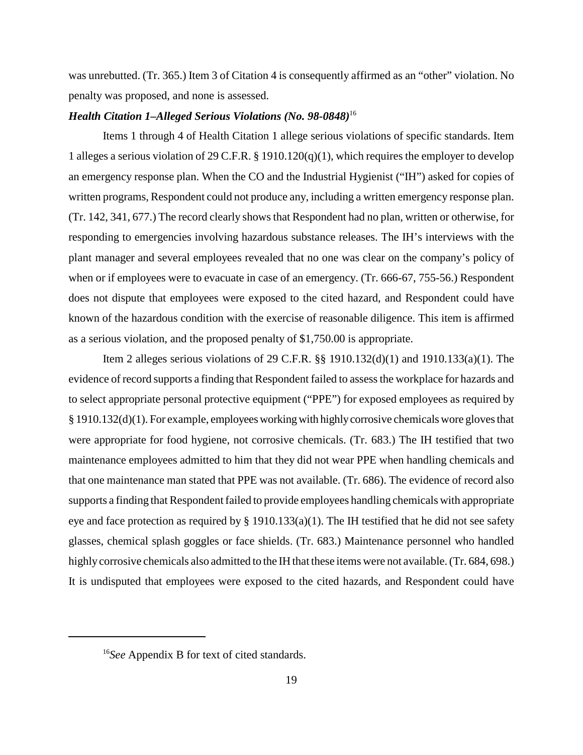was unrebutted. (Tr. 365.) Item 3 of Citation 4 is consequently affirmed as an "other" violation. No penalty was proposed, and none is assessed.

***Health Citation 1–Alleged Serious Violations (No. 98-0848)***[16]

Items 1 through 4 of Health Citation 1 allege serious violations of specific standards. Item 1 alleges a serious violation of 29 C.F.R. § 1910.120(q)(1), which requires the employer to develop an emergency response plan. When the CO and the Industrial Hygienist ("IH") asked for copies of written programs, Respondent could not produce any, including a written emergency response plan. (Tr. 142, 341, 677.) The record clearly shows that Respondent had no plan, written or otherwise, for responding to emergencies involving hazardous substance releases. The IH's interviews with the plant manager and several employees revealed that no one was clear on the company's policy of when or if employees were to evacuate in case of an emergency. (Tr. 666-67, 755-56.) Respondent does not dispute that employees were exposed to the cited hazard, and Respondent could have known of the hazardous condition with the exercise of reasonable diligence. This item is affirmed as a serious violation, and the proposed penalty of $1,750.00 is appropriate.

Item 2 alleges serious violations of 29 C.F.R. §§ 1910.132(d)(1) and 1910.133(a)(1). The evidence of record supports a finding that Respondent failed to assess the workplace for hazards and to select appropriate personal protective equipment ("PPE") for exposed employees as required by § 1910.132(d)(1). For example, employees working with highly corrosive chemicals wore gloves that were appropriate for food hygiene, not corrosive chemicals. (Tr. 683.) The IH testified that two maintenance employees admitted to him that they did not wear PPE when handling chemicals and that one maintenance man stated that PPE was not available. (Tr. 686). The evidence of record also supports a finding that Respondent failed to provide employees handling chemicals with appropriate eye and face protection as required by § 1910.133(a)(1). The IH testified that he did not see safety glasses, chemical splash goggles or face shields. (Tr. 683.) Maintenance personnel who handled highly corrosive chemicals also admitted to the IH that these items were not available. (Tr. 684, 698.) It is undisputed that employees were exposed to the cited hazards, and Respondent could have

[16]*See* Appendix B for text of cited standards.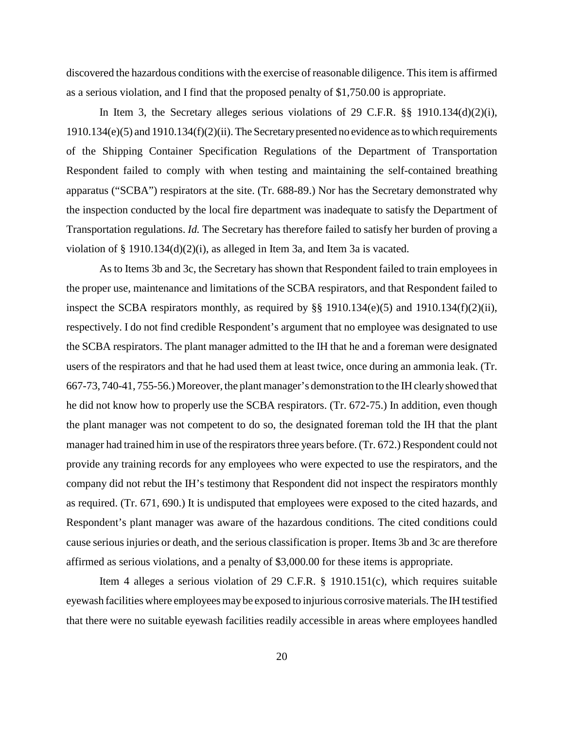discovered the hazardous conditions with the exercise of reasonable diligence. This item is affirmed as a serious violation, and I find that the proposed penalty of $1,750.00 is appropriate.

In Item 3, the Secretary alleges serious violations of 29 C.F.R. §§ 1910.134(d)(2)(i), 1910.134(e)(5) and 1910.134(f)(2)(ii). The Secretary presented no evidence as to which requirements of the Shipping Container Specification Regulations of the Department of Transportation Respondent failed to comply with when testing and maintaining the self-contained breathing apparatus ("SCBA") respirators at the site. (Tr. 688-89.) Nor has the Secretary demonstrated why the inspection conducted by the local fire department was inadequate to satisfy the Department of Transportation regulations. *Id.* The Secretary has therefore failed to satisfy her burden of proving a violation of § 1910.134(d)(2)(i), as alleged in Item 3a, and Item 3a is vacated.

As to Items 3b and 3c, the Secretary has shown that Respondent failed to train employees in the proper use, maintenance and limitations of the SCBA respirators, and that Respondent failed to inspect the SCBA respirators monthly, as required by §§ 1910.134(e)(5) and 1910.134(f)(2)(ii), respectively. I do not find credible Respondent's argument that no employee was designated to use the SCBA respirators. The plant manager admitted to the IH that he and a foreman were designated users of the respirators and that he had used them at least twice, once during an ammonia leak. (Tr. 667-73, 740-41, 755-56.) Moreover, the plant manager's demonstration to the IH clearly showed that he did not know how to properly use the SCBA respirators. (Tr. 672-75.) In addition, even though the plant manager was not competent to do so, the designated foreman told the IH that the plant manager had trained him in use of the respirators three years before. (Tr. 672.) Respondent could not provide any training records for any employees who were expected to use the respirators, and the company did not rebut the IH's testimony that Respondent did not inspect the respirators monthly as required. (Tr. 671, 690.) It is undisputed that employees were exposed to the cited hazards, and Respondent's plant manager was aware of the hazardous conditions. The cited conditions could cause serious injuries or death, and the serious classification is proper. Items 3b and 3c are therefore affirmed as serious violations, and a penalty of $3,000.00 for these items is appropriate.

Item 4 alleges a serious violation of 29 C.F.R. § 1910.151(c), which requires suitable eyewash facilities where employees may be exposed to injurious corrosive materials. The IH testified that there were no suitable eyewash facilities readily accessible in areas where employees handled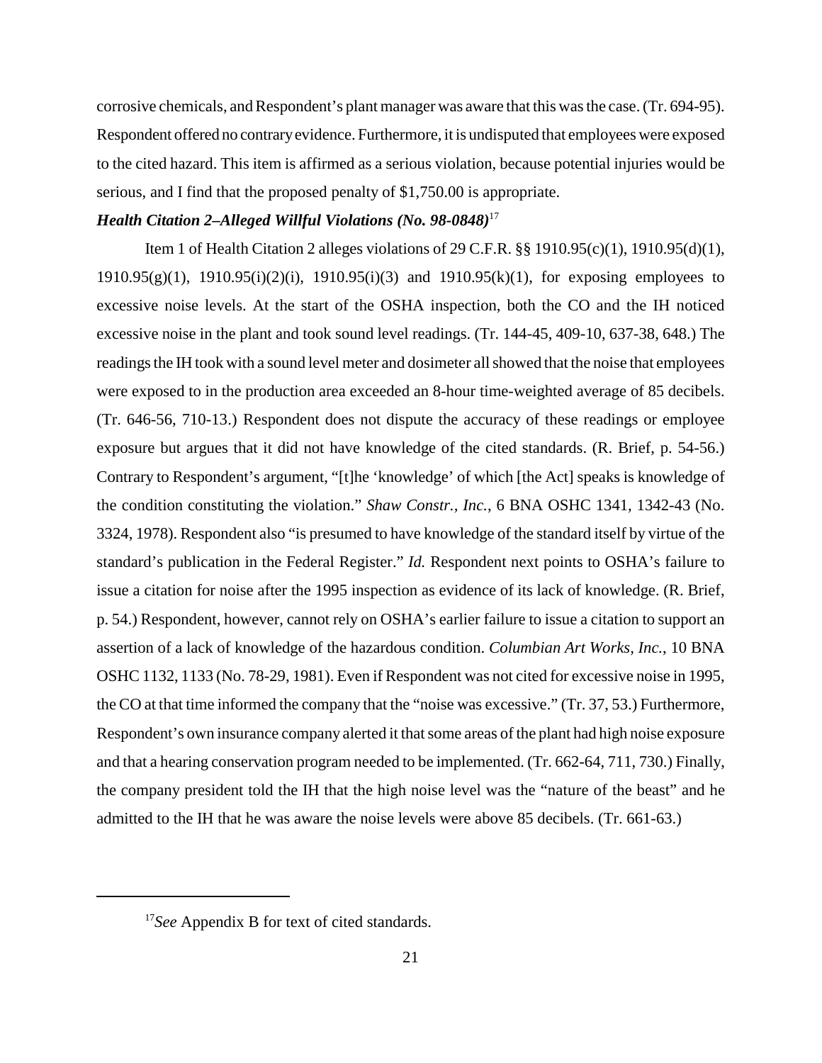corrosive chemicals, and Respondent's plant manager was aware that this was the case. (Tr. 694-95). Respondent offered no contrary evidence. Furthermore, it is undisputed that employees were exposed to the cited hazard. This item is affirmed as a serious violation, because potential injuries would be serious, and I find that the proposed penalty of $1,750.00 is appropriate.

***Health Citation 2–Alleged Willful Violations (No. 98-0848)***[17]

Item 1 of Health Citation 2 alleges violations of 29 C.F.R. §§ 1910.95(c)(1), 1910.95(d)(1), 1910.95(g)(1), 1910.95(i)(2)(i), 1910.95(i)(3) and 1910.95(k)(1), for exposing employees to excessive noise levels. At the start of the OSHA inspection, both the CO and the IH noticed excessive noise in the plant and took sound level readings. (Tr. 144-45, 409-10, 637-38, 648.) The readings the IH took with a sound level meter and dosimeter all showed that the noise that employees were exposed to in the production area exceeded an 8-hour time-weighted average of 85 decibels. (Tr. 646-56, 710-13.) Respondent does not dispute the accuracy of these readings or employee exposure but argues that it did not have knowledge of the cited standards. (R. Brief, p. 54-56.) Contrary to Respondent's argument, "[t]he 'knowledge' of which [the Act] speaks is knowledge of the condition constituting the violation." *Shaw Constr., Inc.*, 6 BNA OSHC 1341, 1342-43 (No. 3324, 1978). Respondent also "is presumed to have knowledge of the standard itself by virtue of the standard's publication in the Federal Register." *Id.* Respondent next points to OSHA's failure to issue a citation for noise after the 1995 inspection as evidence of its lack of knowledge. (R. Brief, p. 54.) Respondent, however, cannot rely on OSHA's earlier failure to issue a citation to support an assertion of a lack of knowledge of the hazardous condition. *Columbian Art Works, Inc.*, 10 BNA OSHC 1132, 1133 (No. 78-29, 1981). Even if Respondent was not cited for excessive noise in 1995, the CO at that time informed the company that the "noise was excessive." (Tr. 37, 53.) Furthermore, Respondent's own insurance company alerted it that some areas of the plant had high noise exposure and that a hearing conservation program needed to be implemented. (Tr. 662-64, 711, 730.) Finally, the company president told the IH that the high noise level was the "nature of the beast" and he admitted to the IH that he was aware the noise levels were above 85 decibels. (Tr. 661-63.)

---

[17]*See* Appendix B for text of cited standards.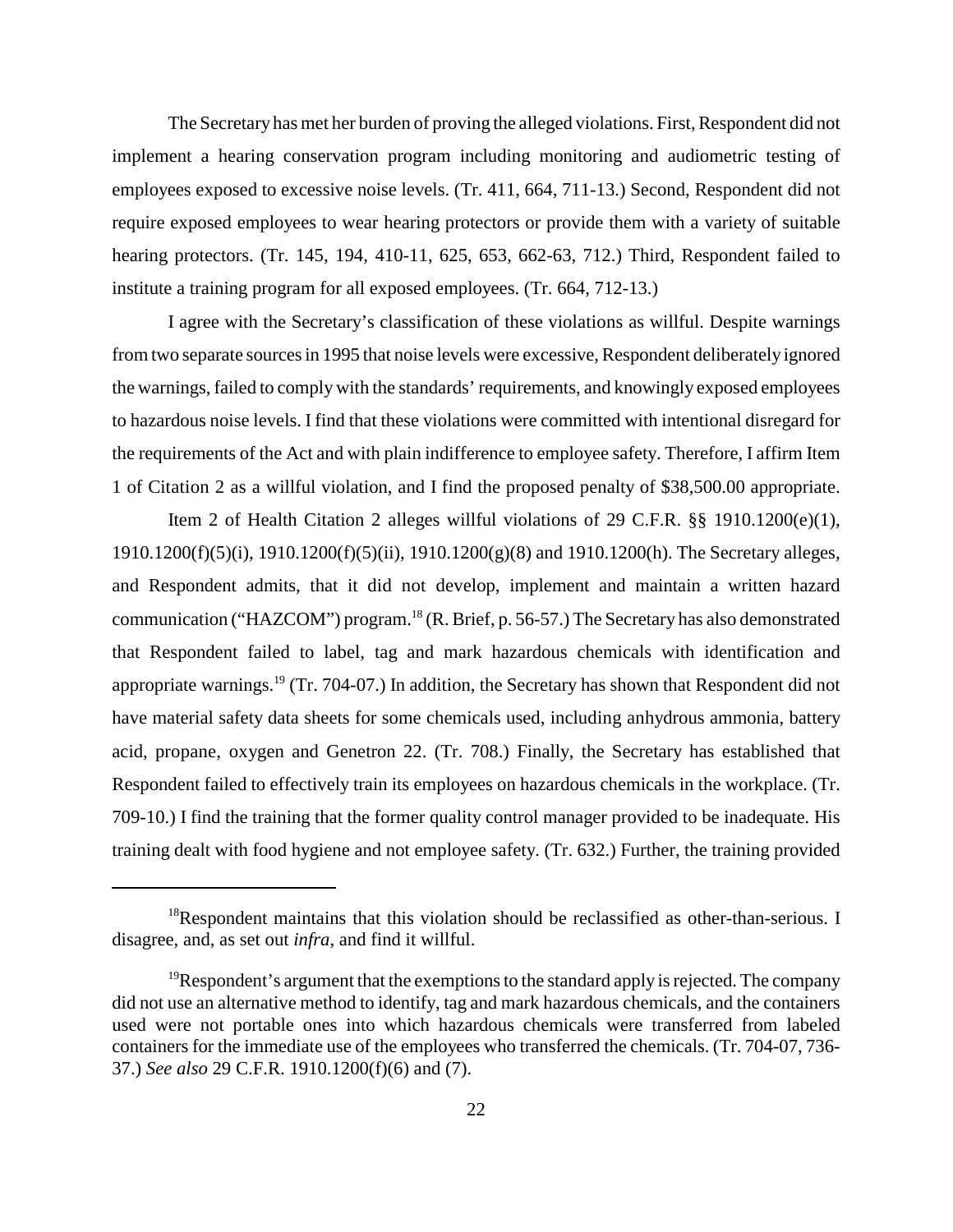The Secretary has met her burden of proving the alleged violations. First, Respondent did not implement a hearing conservation program including monitoring and audiometric testing of employees exposed to excessive noise levels. (Tr. 411, 664, 711-13.) Second, Respondent did not require exposed employees to wear hearing protectors or provide them with a variety of suitable hearing protectors. (Tr. 145, 194, 410-11, 625, 653, 662-63, 712.) Third, Respondent failed to institute a training program for all exposed employees. (Tr. 664, 712-13.)

I agree with the Secretary's classification of these violations as willful. Despite warnings from two separate sources in 1995 that noise levels were excessive, Respondent deliberately ignored the warnings, failed to comply with the standards' requirements, and knowingly exposed employees to hazardous noise levels. I find that these violations were committed with intentional disregard for the requirements of the Act and with plain indifference to employee safety. Therefore, I affirm Item 1 of Citation 2 as a willful violation, and I find the proposed penalty of $38,500.00 appropriate.

Item 2 of Health Citation 2 alleges willful violations of 29 C.F.R. §§ 1910.1200(e)(1), 1910.1200(f)(5)(i), 1910.1200(f)(5)(ii), 1910.1200(g)(8) and 1910.1200(h). The Secretary alleges, and Respondent admits, that it did not develop, implement and maintain a written hazard communication ("HAZCOM") program.[18] (R. Brief, p. 56-57.) The Secretary has also demonstrated that Respondent failed to label, tag and mark hazardous chemicals with identification and appropriate warnings.[19] (Tr. 704-07.) In addition, the Secretary has shown that Respondent did not have material safety data sheets for some chemicals used, including anhydrous ammonia, battery acid, propane, oxygen and Genetron 22. (Tr. 708.) Finally, the Secretary has established that Respondent failed to effectively train its employees on hazardous chemicals in the workplace. (Tr. 709-10.) I find the training that the former quality control manager provided to be inadequate. His training dealt with food hygiene and not employee safety. (Tr. 632.) Further, the training provided

---

[18]Respondent maintains that this violation should be reclassified as other-than-serious. I disagree, and, as set out *infra*, and find it willful.

[19]Respondent's argument that the exemptions to the standard apply is rejected. The company did not use an alternative method to identify, tag and mark hazardous chemicals, and the containers used were not portable ones into which hazardous chemicals were transferred from labeled containers for the immediate use of the employees who transferred the chemicals. (Tr. 704-07, 736-37.) *See also* 29 C.F.R. 1910.1200(f)(6) and (7).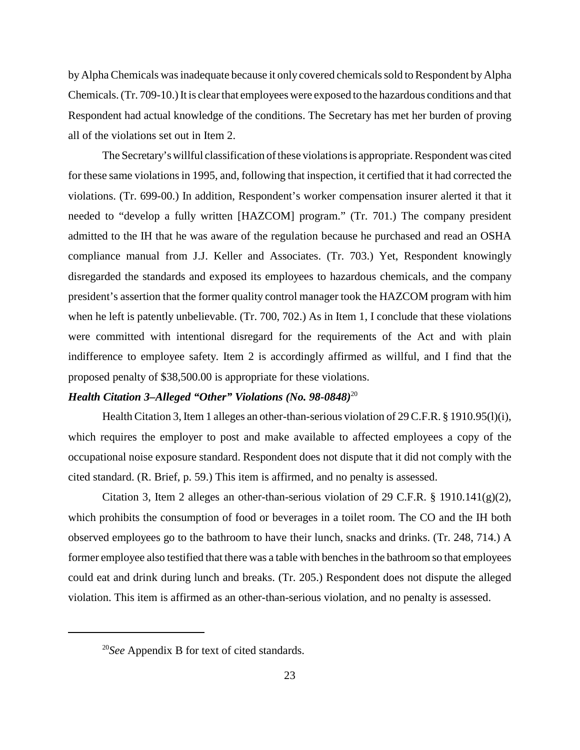by Alpha Chemicals was inadequate because it only covered chemicals sold to Respondent by Alpha Chemicals. (Tr. 709-10.) It is clear that employees were exposed to the hazardous conditions and that Respondent had actual knowledge of the conditions. The Secretary has met her burden of proving all of the violations set out in Item 2.

The Secretary's willful classification of these violations is appropriate. Respondent was cited for these same violations in 1995, and, following that inspection, it certified that it had corrected the violations. (Tr. 699-00.) In addition, Respondent's worker compensation insurer alerted it that it needed to "develop a fully written [HAZCOM] program." (Tr. 701.) The company president admitted to the IH that he was aware of the regulation because he purchased and read an OSHA compliance manual from J.J. Keller and Associates. (Tr. 703.) Yet, Respondent knowingly disregarded the standards and exposed its employees to hazardous chemicals, and the company president's assertion that the former quality control manager took the HAZCOM program with him when he left is patently unbelievable. (Tr. 700, 702.) As in Item 1, I conclude that these violations were committed with intentional disregard for the requirements of the Act and with plain indifference to employee safety. Item 2 is accordingly affirmed as willful, and I find that the proposed penalty of $38,500.00 is appropriate for these violations.

***Health Citation 3–Alleged "Other" Violations (No. 98-0848)***[20]

Health Citation 3, Item 1 alleges an other-than-serious violation of 29 C.F.R. § 1910.95(l)(i), which requires the employer to post and make available to affected employees a copy of the occupational noise exposure standard. Respondent does not dispute that it did not comply with the cited standard. (R. Brief, p. 59.) This item is affirmed, and no penalty is assessed.

Citation 3, Item 2 alleges an other-than-serious violation of 29 C.F.R. § 1910.141(g)(2), which prohibits the consumption of food or beverages in a toilet room. The CO and the IH both observed employees go to the bathroom to have their lunch, snacks and drinks. (Tr. 248, 714.) A former employee also testified that there was a table with benches in the bathroom so that employees could eat and drink during lunch and breaks. (Tr. 205.) Respondent does not dispute the alleged violation. This item is affirmed as an other-than-serious violation, and no penalty is assessed.

---

[20]*See* Appendix B for text of cited standards.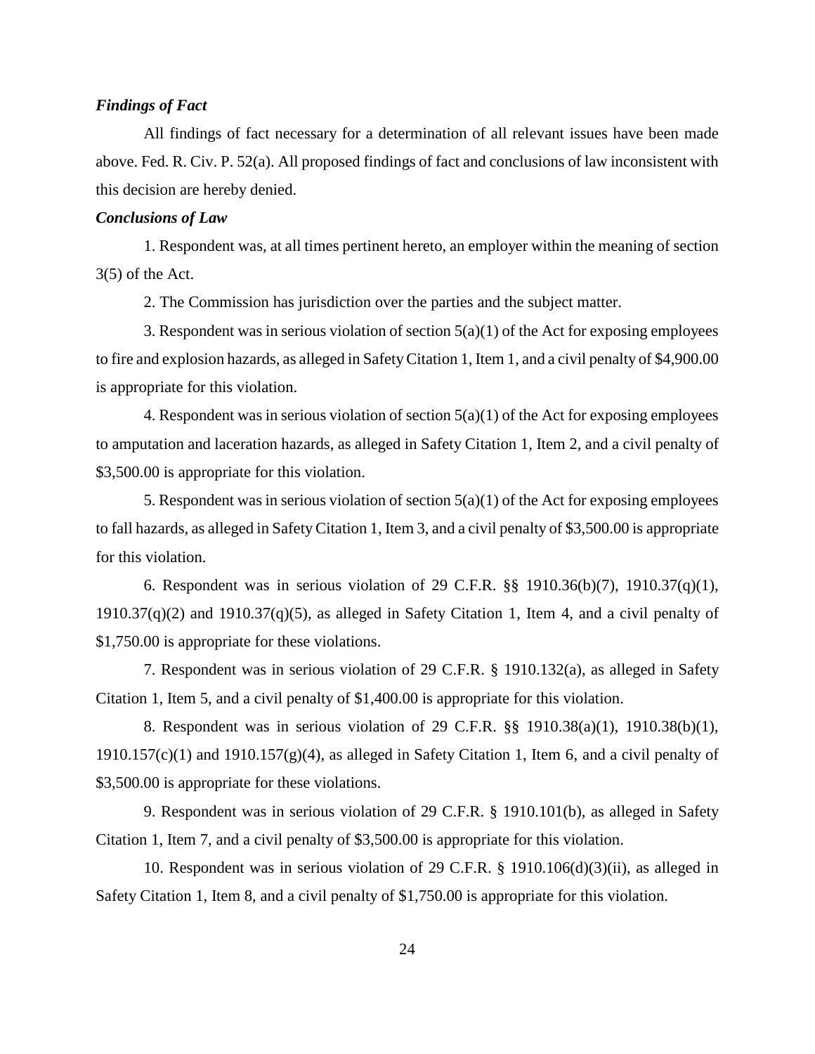### *Findings of Fact*

All findings of fact necessary for a determination of all relevant issues have been made above. Fed. R. Civ. P. 52(a). All proposed findings of fact and conclusions of law inconsistent with this decision are hereby denied.

### *Conclusions of Law*

1. Respondent was, at all times pertinent hereto, an employer within the meaning of section 3(5) of the Act.

2. The Commission has jurisdiction over the parties and the subject matter.

3. Respondent was in serious violation of section 5(a)(1) of the Act for exposing employees to fire and explosion hazards, as alleged in Safety Citation 1, Item 1, and a civil penalty of $4,900.00 is appropriate for this violation.

4. Respondent was in serious violation of section 5(a)(1) of the Act for exposing employees to amputation and laceration hazards, as alleged in Safety Citation 1, Item 2, and a civil penalty of $3,500.00 is appropriate for this violation.

5. Respondent was in serious violation of section 5(a)(1) of the Act for exposing employees to fall hazards, as alleged in Safety Citation 1, Item 3, and a civil penalty of $3,500.00 is appropriate for this violation.

6. Respondent was in serious violation of 29 C.F.R. §§ 1910.36(b)(7), 1910.37(q)(1), 1910.37(q)(2) and 1910.37(q)(5), as alleged in Safety Citation 1, Item 4, and a civil penalty of $1,750.00 is appropriate for these violations.

7. Respondent was in serious violation of 29 C.F.R. § 1910.132(a), as alleged in Safety Citation 1, Item 5, and a civil penalty of $1,400.00 is appropriate for this violation.

8. Respondent was in serious violation of 29 C.F.R. §§ 1910.38(a)(1), 1910.38(b)(1), 1910.157(c)(1) and 1910.157(g)(4), as alleged in Safety Citation 1, Item 6, and a civil penalty of $3,500.00 is appropriate for these violations.

9. Respondent was in serious violation of 29 C.F.R. § 1910.101(b), as alleged in Safety Citation 1, Item 7, and a civil penalty of $3,500.00 is appropriate for this violation.

10. Respondent was in serious violation of 29 C.F.R. § 1910.106(d)(3)(ii), as alleged in Safety Citation 1, Item 8, and a civil penalty of $1,750.00 is appropriate for this violation.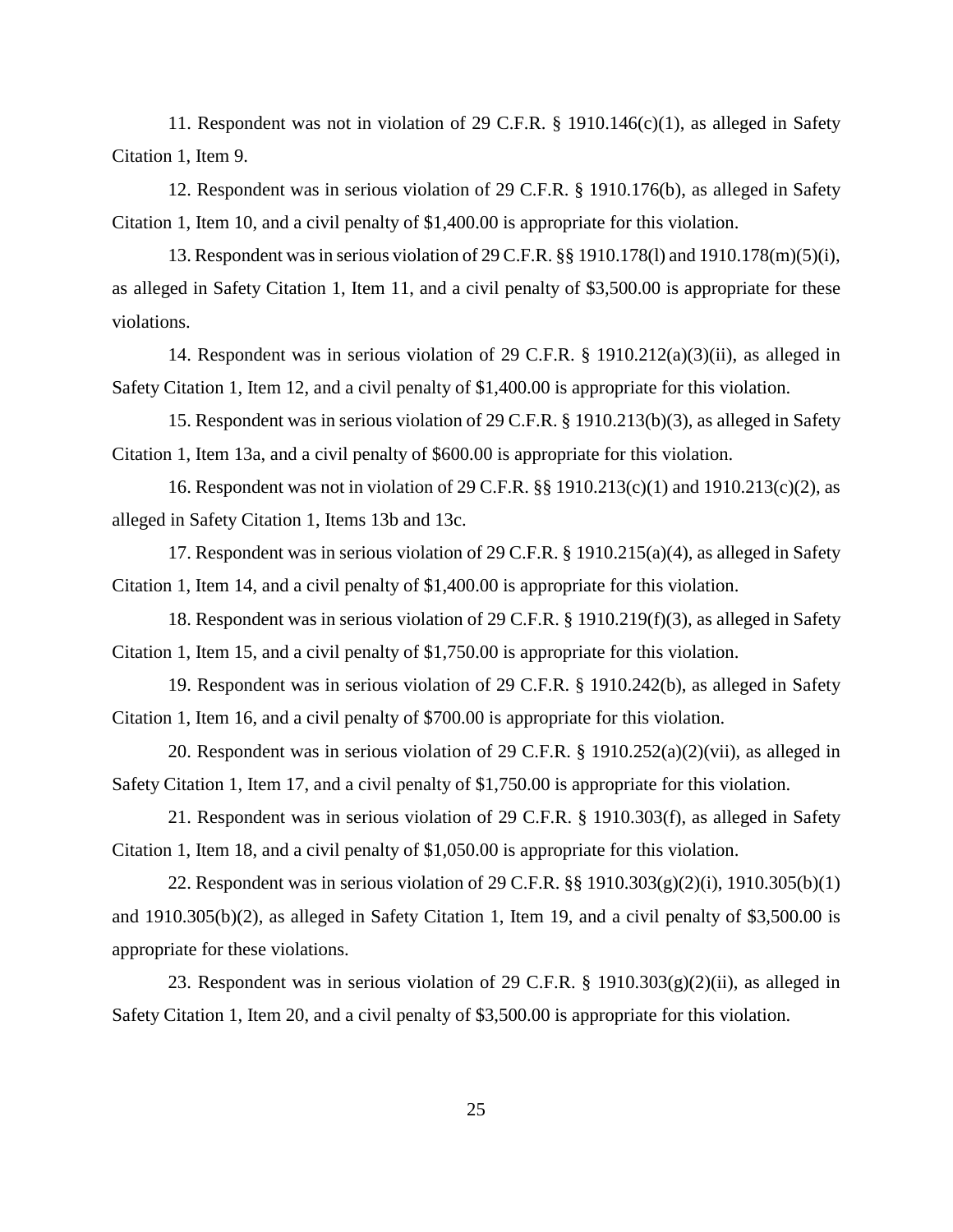11. Respondent was not in violation of 29 C.F.R. § 1910.146(c)(1), as alleged in Safety Citation 1, Item 9.

12. Respondent was in serious violation of 29 C.F.R. § 1910.176(b), as alleged in Safety Citation 1, Item 10, and a civil penalty of $1,400.00 is appropriate for this violation.

13. Respondent was in serious violation of 29 C.F.R. §§ 1910.178(l) and 1910.178(m)(5)(i), as alleged in Safety Citation 1, Item 11, and a civil penalty of $3,500.00 is appropriate for these violations.

14. Respondent was in serious violation of 29 C.F.R. § 1910.212(a)(3)(ii), as alleged in Safety Citation 1, Item 12, and a civil penalty of $1,400.00 is appropriate for this violation.

15. Respondent was in serious violation of 29 C.F.R. § 1910.213(b)(3), as alleged in Safety Citation 1, Item 13a, and a civil penalty of $600.00 is appropriate for this violation.

16. Respondent was not in violation of 29 C.F.R. §§ 1910.213(c)(1) and 1910.213(c)(2), as alleged in Safety Citation 1, Items 13b and 13c.

17. Respondent was in serious violation of 29 C.F.R. § 1910.215(a)(4), as alleged in Safety Citation 1, Item 14, and a civil penalty of $1,400.00 is appropriate for this violation.

18. Respondent was in serious violation of 29 C.F.R. § 1910.219(f)(3), as alleged in Safety Citation 1, Item 15, and a civil penalty of $1,750.00 is appropriate for this violation.

19. Respondent was in serious violation of 29 C.F.R. § 1910.242(b), as alleged in Safety Citation 1, Item 16, and a civil penalty of $700.00 is appropriate for this violation.

20. Respondent was in serious violation of 29 C.F.R. § 1910.252(a)(2)(vii), as alleged in Safety Citation 1, Item 17, and a civil penalty of $1,750.00 is appropriate for this violation.

21. Respondent was in serious violation of 29 C.F.R. § 1910.303(f), as alleged in Safety Citation 1, Item 18, and a civil penalty of $1,050.00 is appropriate for this violation.

22. Respondent was in serious violation of 29 C.F.R. §§ 1910.303(g)(2)(i), 1910.305(b)(1) and 1910.305(b)(2), as alleged in Safety Citation 1, Item 19, and a civil penalty of $3,500.00 is appropriate for these violations.

23. Respondent was in serious violation of 29 C.F.R. § 1910.303(g)(2)(ii), as alleged in Safety Citation 1, Item 20, and a civil penalty of $3,500.00 is appropriate for this violation.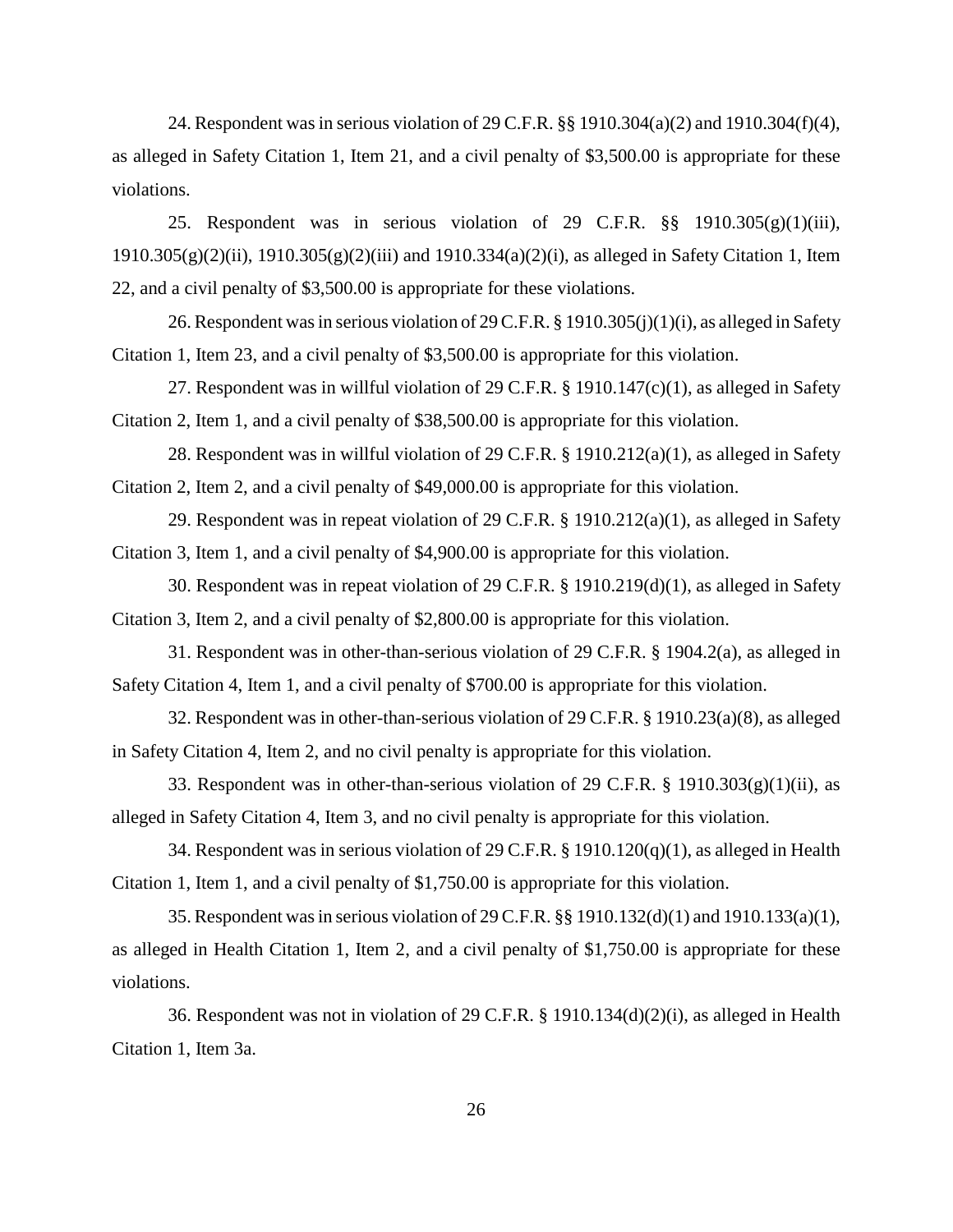24. Respondent was in serious violation of 29 C.F.R. §§ 1910.304(a)(2) and 1910.304(f)(4), as alleged in Safety Citation 1, Item 21, and a civil penalty of $3,500.00 is appropriate for these violations.

25. Respondent was in serious violation of 29 C.F.R. §§ 1910.305(g)(1)(iii), 1910.305(g)(2)(ii), 1910.305(g)(2)(iii) and 1910.334(a)(2)(i), as alleged in Safety Citation 1, Item 22, and a civil penalty of $3,500.00 is appropriate for these violations.

26. Respondent was in serious violation of 29 C.F.R. § 1910.305(j)(1)(i), as alleged in Safety Citation 1, Item 23, and a civil penalty of $3,500.00 is appropriate for this violation.

27. Respondent was in willful violation of 29 C.F.R. § 1910.147(c)(1), as alleged in Safety Citation 2, Item 1, and a civil penalty of $38,500.00 is appropriate for this violation.

28. Respondent was in willful violation of 29 C.F.R. § 1910.212(a)(1), as alleged in Safety Citation 2, Item 2, and a civil penalty of $49,000.00 is appropriate for this violation.

29. Respondent was in repeat violation of 29 C.F.R. § 1910.212(a)(1), as alleged in Safety Citation 3, Item 1, and a civil penalty of $4,900.00 is appropriate for this violation.

30. Respondent was in repeat violation of 29 C.F.R. § 1910.219(d)(1), as alleged in Safety Citation 3, Item 2, and a civil penalty of $2,800.00 is appropriate for this violation.

31. Respondent was in other-than-serious violation of 29 C.F.R. § 1904.2(a), as alleged in Safety Citation 4, Item 1, and a civil penalty of $700.00 is appropriate for this violation.

32. Respondent was in other-than-serious violation of 29 C.F.R. § 1910.23(a)(8), as alleged in Safety Citation 4, Item 2, and no civil penalty is appropriate for this violation.

33. Respondent was in other-than-serious violation of 29 C.F.R. § 1910.303(g)(1)(ii), as alleged in Safety Citation 4, Item 3, and no civil penalty is appropriate for this violation.

34. Respondent was in serious violation of 29 C.F.R. § 1910.120(q)(1), as alleged in Health Citation 1, Item 1, and a civil penalty of $1,750.00 is appropriate for this violation.

35. Respondent was in serious violation of 29 C.F.R. §§ 1910.132(d)(1) and 1910.133(a)(1), as alleged in Health Citation 1, Item 2, and a civil penalty of $1,750.00 is appropriate for these violations.

36. Respondent was not in violation of 29 C.F.R. § 1910.134(d)(2)(i), as alleged in Health Citation 1, Item 3a.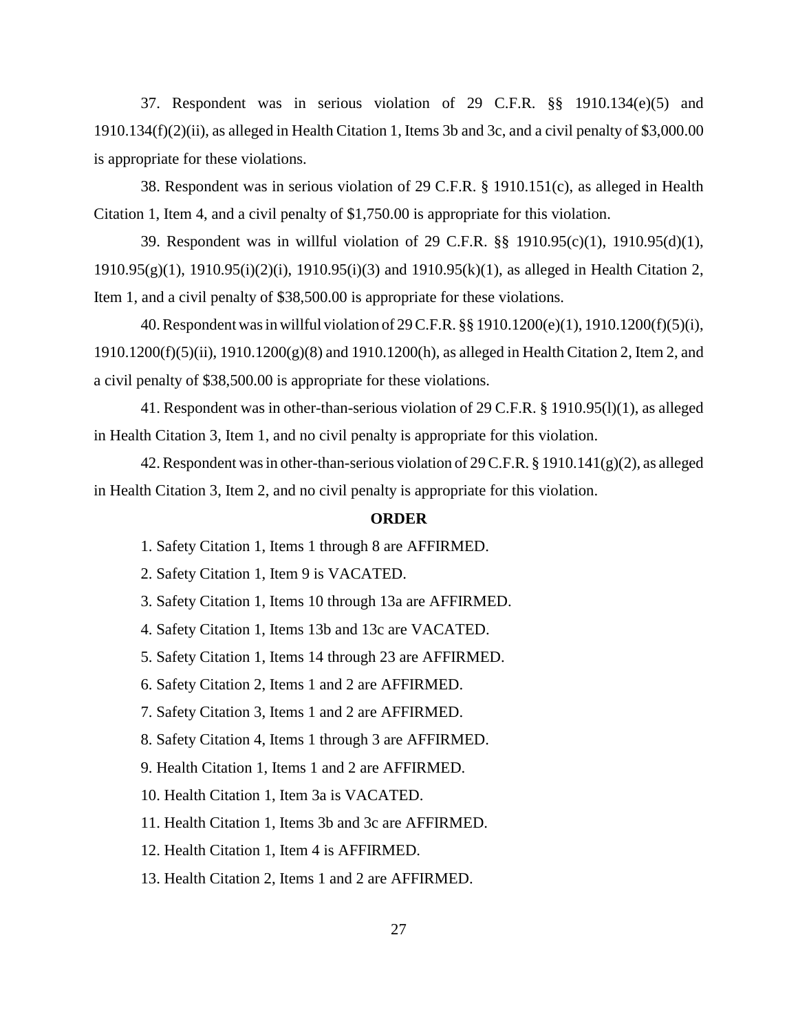37. Respondent was in serious violation of 29 C.F.R. §§ 1910.134(e)(5) and 1910.134(f)(2)(ii), as alleged in Health Citation 1, Items 3b and 3c, and a civil penalty of $3,000.00 is appropriate for these violations.

38. Respondent was in serious violation of 29 C.F.R. § 1910.151(c), as alleged in Health Citation 1, Item 4, and a civil penalty of $1,750.00 is appropriate for this violation.

39. Respondent was in willful violation of 29 C.F.R. §§ 1910.95(c)(1), 1910.95(d)(1), 1910.95(g)(1), 1910.95(i)(2)(i), 1910.95(i)(3) and 1910.95(k)(1), as alleged in Health Citation 2, Item 1, and a civil penalty of $38,500.00 is appropriate for these violations.

40. Respondent was in willful violation of 29 C.F.R. §§ 1910.1200(e)(1), 1910.1200(f)(5)(i), 1910.1200(f)(5)(ii), 1910.1200(g)(8) and 1910.1200(h), as alleged in Health Citation 2, Item 2, and a civil penalty of $38,500.00 is appropriate for these violations.

41. Respondent was in other-than-serious violation of 29 C.F.R. § 1910.95(l)(1), as alleged in Health Citation 3, Item 1, and no civil penalty is appropriate for this violation.

42. Respondent was in other-than-serious violation of 29 C.F.R. § 1910.141(g)(2), as alleged in Health Citation 3, Item 2, and no civil penalty is appropriate for this violation.

**ORDER**

1. Safety Citation 1, Items 1 through 8 are AFFIRMED.

2. Safety Citation 1, Item 9 is VACATED.

3. Safety Citation 1, Items 10 through 13a are AFFIRMED.

4. Safety Citation 1, Items 13b and 13c are VACATED.

5. Safety Citation 1, Items 14 through 23 are AFFIRMED.

6. Safety Citation 2, Items 1 and 2 are AFFIRMED.

7. Safety Citation 3, Items 1 and 2 are AFFIRMED.

8. Safety Citation 4, Items 1 through 3 are AFFIRMED.

9. Health Citation 1, Items 1 and 2 are AFFIRMED.

10. Health Citation 1, Item 3a is VACATED.

11. Health Citation 1, Items 3b and 3c are AFFIRMED.

12. Health Citation 1, Item 4 is AFFIRMED.

13. Health Citation 2, Items 1 and 2 are AFFIRMED.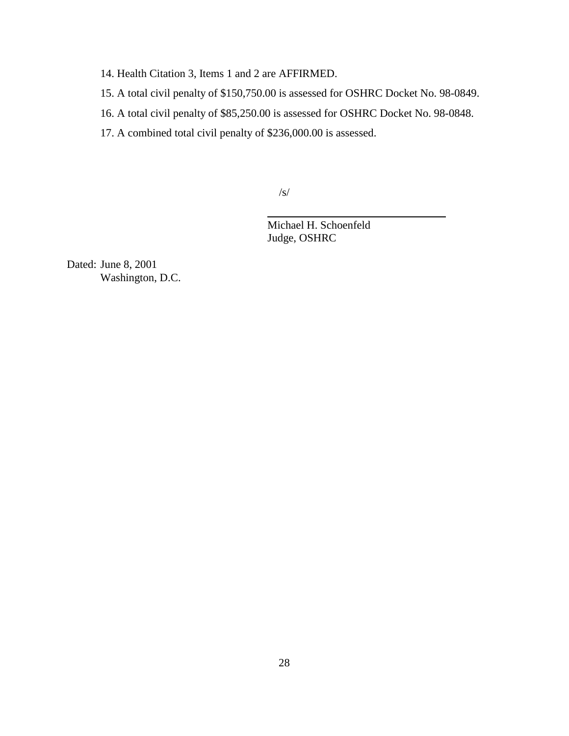14. Health Citation 3, Items 1 and 2 are AFFIRMED.

15. A total civil penalty of $150,750.00 is assessed for OSHRC Docket No. 98-0849.

16. A total civil penalty of $85,250.00 is assessed for OSHRC Docket No. 98-0848.

17. A combined total civil penalty of $236,000.00 is assessed.

/s/

Michael H. Schoenfeld
Judge, OSHRC

Dated: June 8, 2001
Washington, D.C.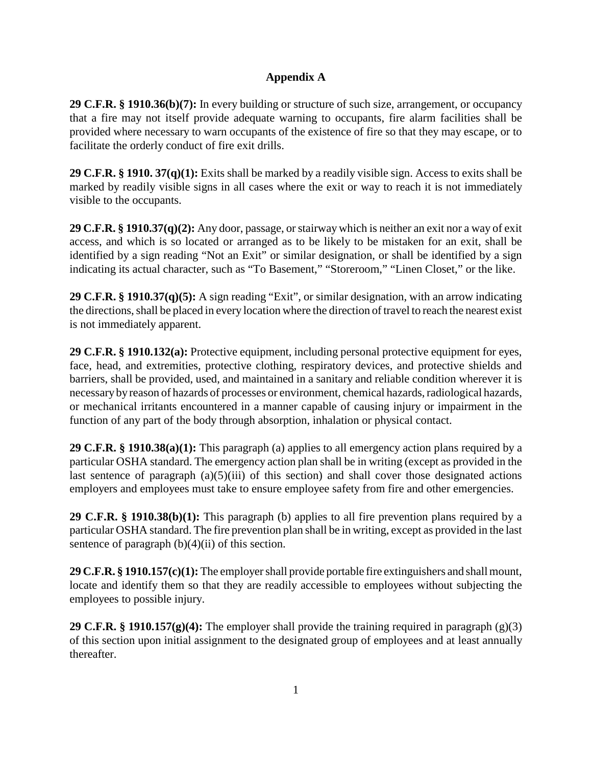## Appendix A

**29 C.F.R. § 1910.36(b)(7):** In every building or structure of such size, arrangement, or occupancy that a fire may not itself provide adequate warning to occupants, fire alarm facilities shall be provided where necessary to warn occupants of the existence of fire so that they may escape, or to facilitate the orderly conduct of fire exit drills.

**29 C.F.R. § 1910. 37(q)(1):** Exits shall be marked by a readily visible sign. Access to exits shall be marked by readily visible signs in all cases where the exit or way to reach it is not immediately visible to the occupants.

**29 C.F.R. § 1910.37(q)(2):** Any door, passage, or stairway which is neither an exit nor a way of exit access, and which is so located or arranged as to be likely to be mistaken for an exit, shall be identified by a sign reading "Not an Exit" or similar designation, or shall be identified by a sign indicating its actual character, such as "To Basement," "Storeroom," "Linen Closet," or the like.

**29 C.F.R. § 1910.37(q)(5):** A sign reading "Exit", or similar designation, with an arrow indicating the directions, shall be placed in every location where the direction of travel to reach the nearest exist is not immediately apparent.

**29 C.F.R. § 1910.132(a):** Protective equipment, including personal protective equipment for eyes, face, head, and extremities, protective clothing, respiratory devices, and protective shields and barriers, shall be provided, used, and maintained in a sanitary and reliable condition wherever it is necessary by reason of hazards of processes or environment, chemical hazards, radiological hazards, or mechanical irritants encountered in a manner capable of causing injury or impairment in the function of any part of the body through absorption, inhalation or physical contact.

**29 C.F.R. § 1910.38(a)(1):** This paragraph (a) applies to all emergency action plans required by a particular OSHA standard. The emergency action plan shall be in writing (except as provided in the last sentence of paragraph (a)(5)(iii) of this section) and shall cover those designated actions employers and employees must take to ensure employee safety from fire and other emergencies.

**29 C.F.R. § 1910.38(b)(1):** This paragraph (b) applies to all fire prevention plans required by a particular OSHA standard. The fire prevention plan shall be in writing, except as provided in the last sentence of paragraph (b)(4)(ii) of this section.

**29 C.F.R. § 1910.157(c)(1):** The employer shall provide portable fire extinguishers and shall mount, locate and identify them so that they are readily accessible to employees without subjecting the employees to possible injury.

**29 C.F.R. § 1910.157(g)(4):** The employer shall provide the training required in paragraph (g)(3) of this section upon initial assignment to the designated group of employees and at least annually thereafter.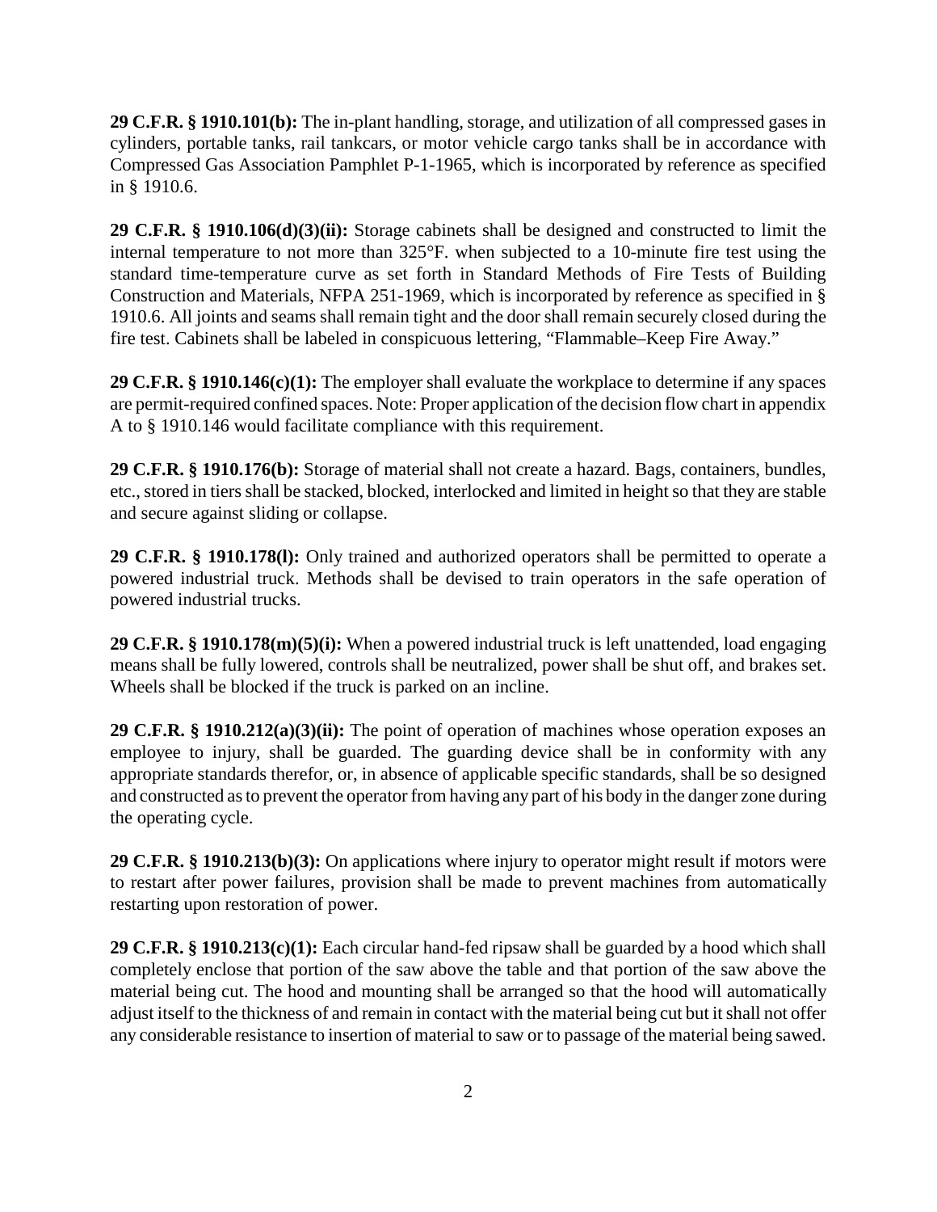**29 C.F.R. § 1910.101(b):** The in-plant handling, storage, and utilization of all compressed gases in cylinders, portable tanks, rail tankcars, or motor vehicle cargo tanks shall be in accordance with Compressed Gas Association Pamphlet P-1-1965, which is incorporated by reference as specified in § 1910.6.

**29 C.F.R. § 1910.106(d)(3)(ii):** Storage cabinets shall be designed and constructed to limit the internal temperature to not more than 325°F. when subjected to a 10-minute fire test using the standard time-temperature curve as set forth in Standard Methods of Fire Tests of Building Construction and Materials, NFPA 251-1969, which is incorporated by reference as specified in § 1910.6. All joints and seams shall remain tight and the door shall remain securely closed during the fire test. Cabinets shall be labeled in conspicuous lettering, "Flammable–Keep Fire Away."

**29 C.F.R. § 1910.146(c)(1):** The employer shall evaluate the workplace to determine if any spaces are permit-required confined spaces. Note: Proper application of the decision flow chart in appendix A to § 1910.146 would facilitate compliance with this requirement.

**29 C.F.R. § 1910.176(b):** Storage of material shall not create a hazard. Bags, containers, bundles, etc., stored in tiers shall be stacked, blocked, interlocked and limited in height so that they are stable and secure against sliding or collapse.

**29 C.F.R. § 1910.178(l):** Only trained and authorized operators shall be permitted to operate a powered industrial truck. Methods shall be devised to train operators in the safe operation of powered industrial trucks.

**29 C.F.R. § 1910.178(m)(5)(i):** When a powered industrial truck is left unattended, load engaging means shall be fully lowered, controls shall be neutralized, power shall be shut off, and brakes set. Wheels shall be blocked if the truck is parked on an incline.

**29 C.F.R. § 1910.212(a)(3)(ii):** The point of operation of machines whose operation exposes an employee to injury, shall be guarded. The guarding device shall be in conformity with any appropriate standards therefor, or, in absence of applicable specific standards, shall be so designed and constructed as to prevent the operator from having any part of his body in the danger zone during the operating cycle.

**29 C.F.R. § 1910.213(b)(3):** On applications where injury to operator might result if motors were to restart after power failures, provision shall be made to prevent machines from automatically restarting upon restoration of power.

**29 C.F.R. § 1910.213(c)(1):** Each circular hand-fed ripsaw shall be guarded by a hood which shall completely enclose that portion of the saw above the table and that portion of the saw above the material being cut. The hood and mounting shall be arranged so that the hood will automatically adjust itself to the thickness of and remain in contact with the material being cut but it shall not offer any considerable resistance to insertion of material to saw or to passage of the material being sawed.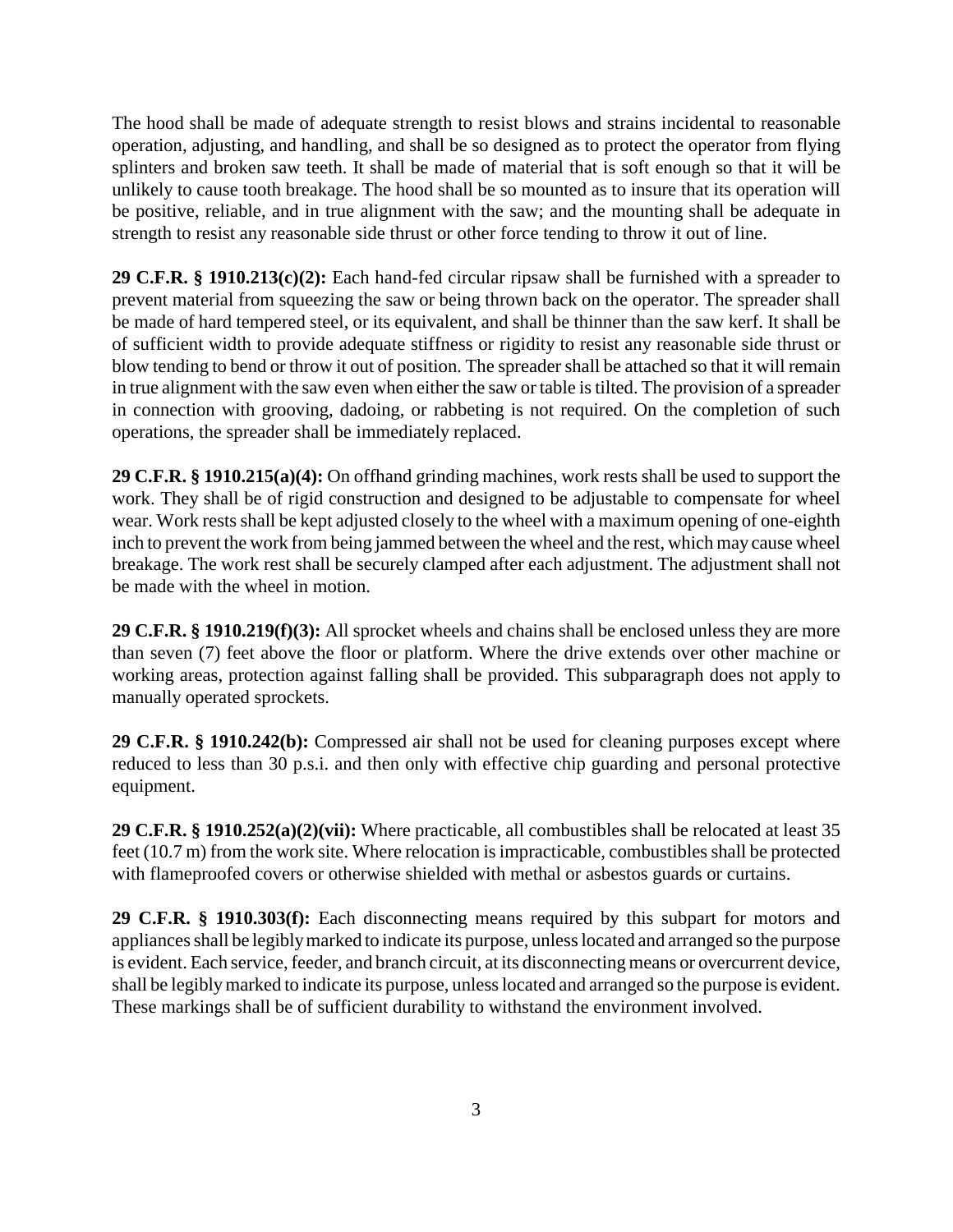The hood shall be made of adequate strength to resist blows and strains incidental to reasonable operation, adjusting, and handling, and shall be so designed as to protect the operator from flying splinters and broken saw teeth. It shall be made of material that is soft enough so that it will be unlikely to cause tooth breakage. The hood shall be so mounted as to insure that its operation will be positive, reliable, and in true alignment with the saw; and the mounting shall be adequate in strength to resist any reasonable side thrust or other force tending to throw it out of line.

**29 C.F.R. § 1910.213(c)(2):** Each hand-fed circular ripsaw shall be furnished with a spreader to prevent material from squeezing the saw or being thrown back on the operator. The spreader shall be made of hard tempered steel, or its equivalent, and shall be thinner than the saw kerf. It shall be of sufficient width to provide adequate stiffness or rigidity to resist any reasonable side thrust or blow tending to bend or throw it out of position. The spreader shall be attached so that it will remain in true alignment with the saw even when either the saw or table is tilted. The provision of a spreader in connection with grooving, dadoing, or rabbeting is not required. On the completion of such operations, the spreader shall be immediately replaced.

**29 C.F.R. § 1910.215(a)(4):** On offhand grinding machines, work rests shall be used to support the work. They shall be of rigid construction and designed to be adjustable to compensate for wheel wear. Work rests shall be kept adjusted closely to the wheel with a maximum opening of one-eighth inch to prevent the work from being jammed between the wheel and the rest, which may cause wheel breakage. The work rest shall be securely clamped after each adjustment. The adjustment shall not be made with the wheel in motion.

**29 C.F.R. § 1910.219(f)(3):** All sprocket wheels and chains shall be enclosed unless they are more than seven (7) feet above the floor or platform. Where the drive extends over other machine or working areas, protection against falling shall be provided. This subparagraph does not apply to manually operated sprockets.

**29 C.F.R. § 1910.242(b):** Compressed air shall not be used for cleaning purposes except where reduced to less than 30 p.s.i. and then only with effective chip guarding and personal protective equipment.

**29 C.F.R. § 1910.252(a)(2)(vii):** Where practicable, all combustibles shall be relocated at least 35 feet (10.7 m) from the work site. Where relocation is impracticable, combustibles shall be protected with flameproofed covers or otherwise shielded with methal or asbestos guards or curtains.

**29 C.F.R. § 1910.303(f):** Each disconnecting means required by this subpart for motors and appliances shall be legibly marked to indicate its purpose, unless located and arranged so the purpose is evident. Each service, feeder, and branch circuit, at its disconnecting means or overcurrent device, shall be legibly marked to indicate its purpose, unless located and arranged so the purpose is evident. These markings shall be of sufficient durability to withstand the environment involved.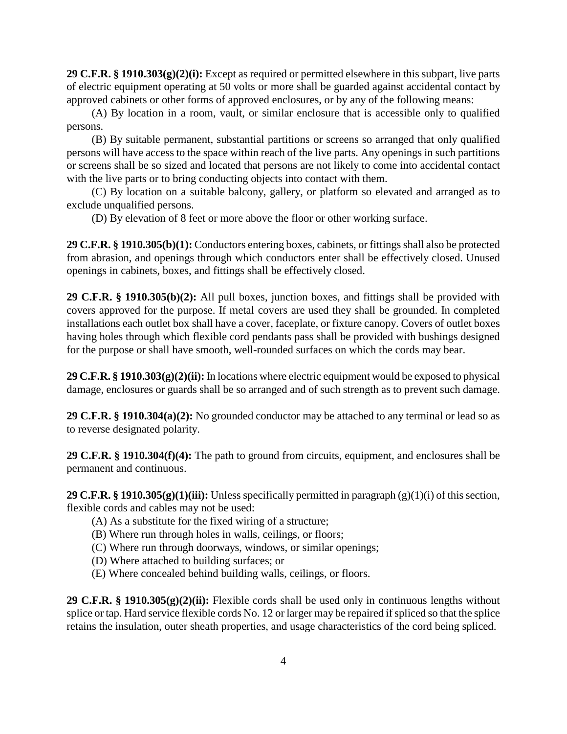**29 C.F.R. § 1910.303(g)(2)(i):** Except as required or permitted elsewhere in this subpart, live parts of electric equipment operating at 50 volts or more shall be guarded against accidental contact by approved cabinets or other forms of approved enclosures, or by any of the following means:

(A) By location in a room, vault, or similar enclosure that is accessible only to qualified persons.

(B) By suitable permanent, substantial partitions or screens so arranged that only qualified persons will have access to the space within reach of the live parts. Any openings in such partitions or screens shall be so sized and located that persons are not likely to come into accidental contact with the live parts or to bring conducting objects into contact with them.

(C) By location on a suitable balcony, gallery, or platform so elevated and arranged as to exclude unqualified persons.

(D) By elevation of 8 feet or more above the floor or other working surface.

**29 C.F.R. § 1910.305(b)(1):** Conductors entering boxes, cabinets, or fittings shall also be protected from abrasion, and openings through which conductors enter shall be effectively closed. Unused openings in cabinets, boxes, and fittings shall be effectively closed.

**29 C.F.R. § 1910.305(b)(2):** All pull boxes, junction boxes, and fittings shall be provided with covers approved for the purpose. If metal covers are used they shall be grounded. In completed installations each outlet box shall have a cover, faceplate, or fixture canopy. Covers of outlet boxes having holes through which flexible cord pendants pass shall be provided with bushings designed for the purpose or shall have smooth, well-rounded surfaces on which the cords may bear.

**29 C.F.R. § 1910.303(g)(2)(ii):** In locations where electric equipment would be exposed to physical damage, enclosures or guards shall be so arranged and of such strength as to prevent such damage.

**29 C.F.R. § 1910.304(a)(2):** No grounded conductor may be attached to any terminal or lead so as to reverse designated polarity.

**29 C.F.R. § 1910.304(f)(4):** The path to ground from circuits, equipment, and enclosures shall be permanent and continuous.

**29 C.F.R. § 1910.305(g)(1)(iii):** Unless specifically permitted in paragraph (g)(1)(i) of this section, flexible cords and cables may not be used:

(A) As a substitute for the fixed wiring of a structure;

(B) Where run through holes in walls, ceilings, or floors;

(C) Where run through doorways, windows, or similar openings;

(D) Where attached to building surfaces; or

(E) Where concealed behind building walls, ceilings, or floors.

**29 C.F.R. § 1910.305(g)(2)(ii):** Flexible cords shall be used only in continuous lengths without splice or tap. Hard service flexible cords No. 12 or larger may be repaired if spliced so that the splice retains the insulation, outer sheath properties, and usage characteristics of the cord being spliced.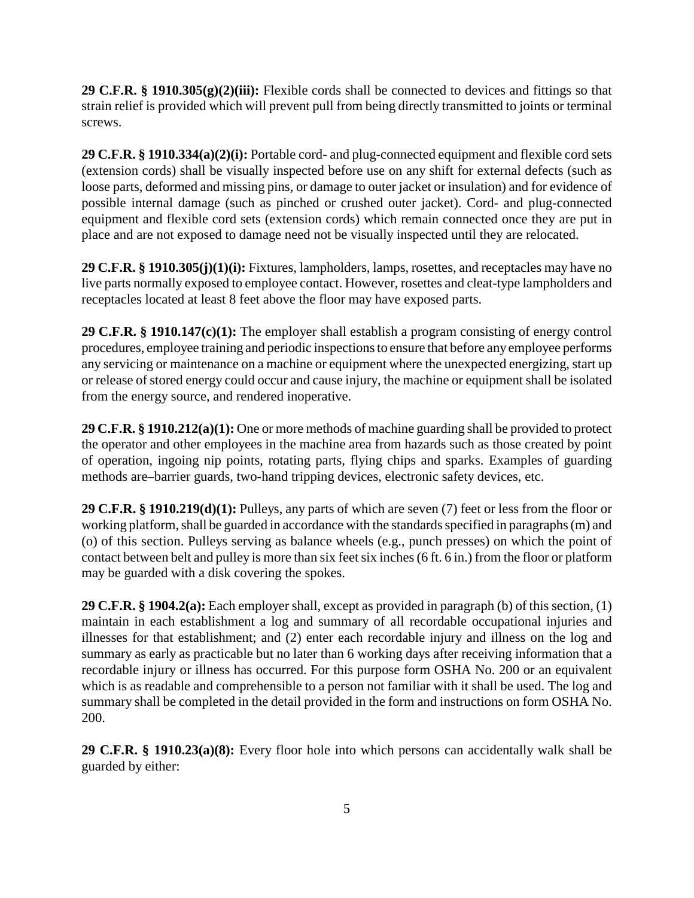**29 C.F.R. § 1910.305(g)(2)(iii):** Flexible cords shall be connected to devices and fittings so that strain relief is provided which will prevent pull from being directly transmitted to joints or terminal screws.

**29 C.F.R. § 1910.334(a)(2)(i):** Portable cord- and plug-connected equipment and flexible cord sets (extension cords) shall be visually inspected before use on any shift for external defects (such as loose parts, deformed and missing pins, or damage to outer jacket or insulation) and for evidence of possible internal damage (such as pinched or crushed outer jacket). Cord- and plug-connected equipment and flexible cord sets (extension cords) which remain connected once they are put in place and are not exposed to damage need not be visually inspected until they are relocated.

**29 C.F.R. § 1910.305(j)(1)(i):** Fixtures, lampholders, lamps, rosettes, and receptacles may have no live parts normally exposed to employee contact. However, rosettes and cleat-type lampholders and receptacles located at least 8 feet above the floor may have exposed parts.

**29 C.F.R. § 1910.147(c)(1):** The employer shall establish a program consisting of energy control procedures, employee training and periodic inspections to ensure that before any employee performs any servicing or maintenance on a machine or equipment where the unexpected energizing, start up or release of stored energy could occur and cause injury, the machine or equipment shall be isolated from the energy source, and rendered inoperative.

**29 C.F.R. § 1910.212(a)(1):** One or more methods of machine guarding shall be provided to protect the operator and other employees in the machine area from hazards such as those created by point of operation, ingoing nip points, rotating parts, flying chips and sparks. Examples of guarding methods are–barrier guards, two-hand tripping devices, electronic safety devices, etc.

**29 C.F.R. § 1910.219(d)(1):** Pulleys, any parts of which are seven (7) feet or less from the floor or working platform, shall be guarded in accordance with the standards specified in paragraphs (m) and (o) of this section. Pulleys serving as balance wheels (e.g., punch presses) on which the point of contact between belt and pulley is more than six feet six inches (6 ft. 6 in.) from the floor or platform may be guarded with a disk covering the spokes.

**29 C.F.R. § 1904.2(a):** Each employer shall, except as provided in paragraph (b) of this section, (1) maintain in each establishment a log and summary of all recordable occupational injuries and illnesses for that establishment; and (2) enter each recordable injury and illness on the log and summary as early as practicable but no later than 6 working days after receiving information that a recordable injury or illness has occurred. For this purpose form OSHA No. 200 or an equivalent which is as readable and comprehensible to a person not familiar with it shall be used. The log and summary shall be completed in the detail provided in the form and instructions on form OSHA No. 200.

**29 C.F.R. § 1910.23(a)(8):** Every floor hole into which persons can accidentally walk shall be guarded by either: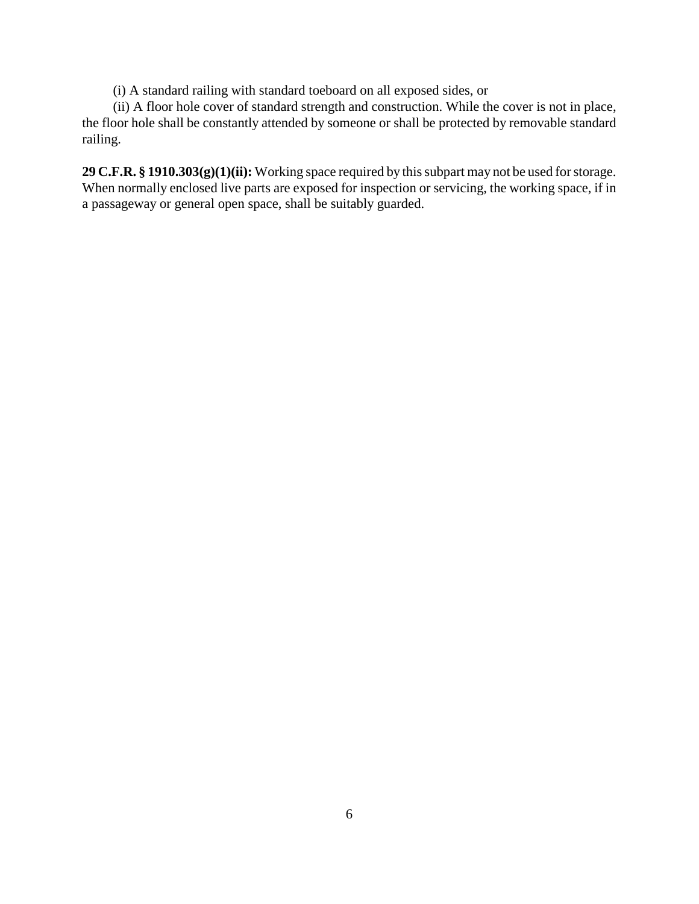(i) A standard railing with standard toeboard on all exposed sides, or

(ii) A floor hole cover of standard strength and construction. While the cover is not in place, the floor hole shall be constantly attended by someone or shall be protected by removable standard railing.

**29 C.F.R. § 1910.303(g)(1)(ii):** Working space required by this subpart may not be used for storage. When normally enclosed live parts are exposed for inspection or servicing, the working space, if in a passageway or general open space, shall be suitably guarded.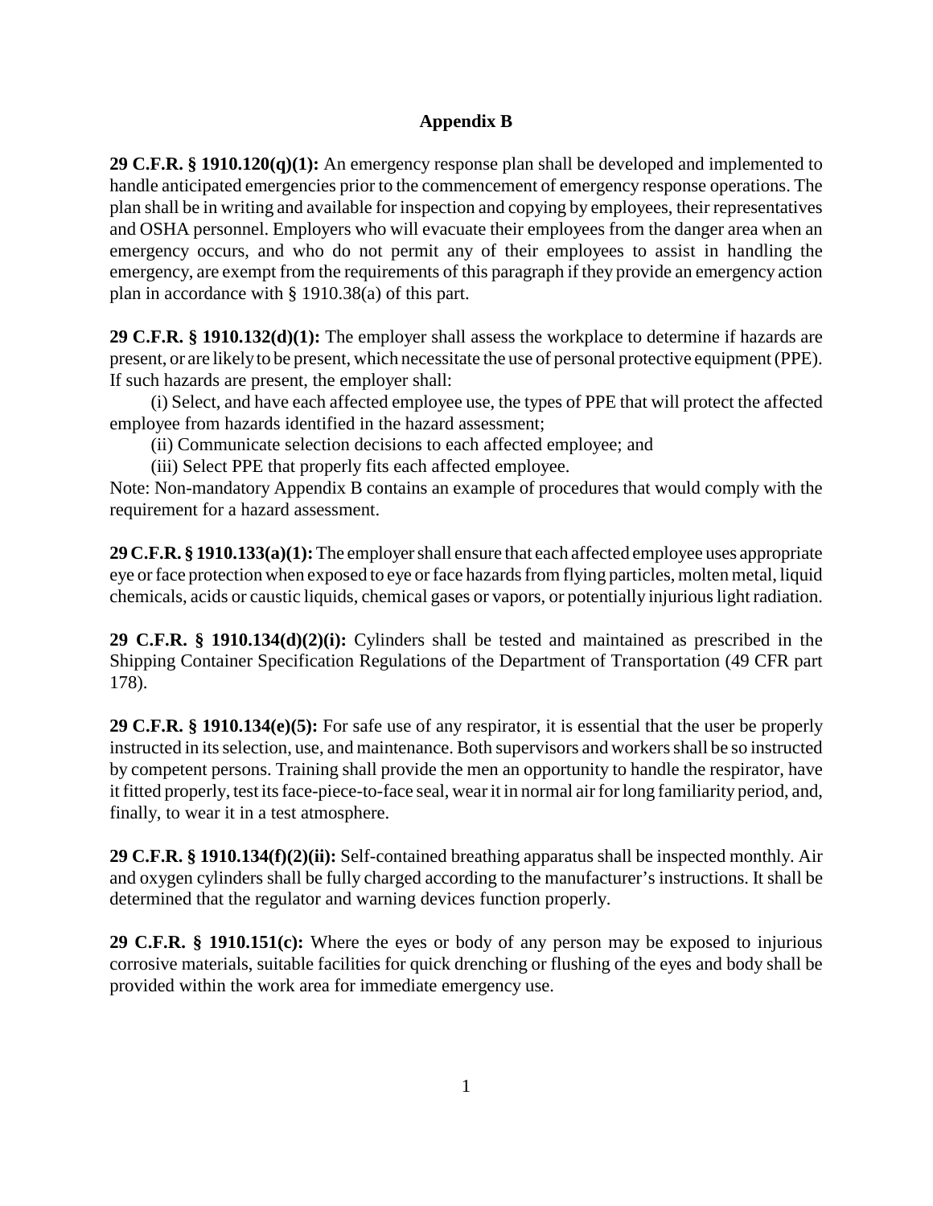## Appendix B

**29 C.F.R. § 1910.120(q)(1):** An emergency response plan shall be developed and implemented to handle anticipated emergencies prior to the commencement of emergency response operations. The plan shall be in writing and available for inspection and copying by employees, their representatives and OSHA personnel. Employers who will evacuate their employees from the danger area when an emergency occurs, and who do not permit any of their employees to assist in handling the emergency, are exempt from the requirements of this paragraph if they provide an emergency action plan in accordance with § 1910.38(a) of this part.

**29 C.F.R. § 1910.132(d)(1):** The employer shall assess the workplace to determine if hazards are present, or are likely to be present, which necessitate the use of personal protective equipment (PPE). If such hazards are present, the employer shall:

(i) Select, and have each affected employee use, the types of PPE that will protect the affected employee from hazards identified in the hazard assessment;

(ii) Communicate selection decisions to each affected employee; and

(iii) Select PPE that properly fits each affected employee.

Note: Non-mandatory Appendix B contains an example of procedures that would comply with the requirement for a hazard assessment.

**29 C.F.R. § 1910.133(a)(1):** The employer shall ensure that each affected employee uses appropriate eye or face protection when exposed to eye or face hazards from flying particles, molten metal, liquid chemicals, acids or caustic liquids, chemical gases or vapors, or potentially injurious light radiation.

**29 C.F.R. § 1910.134(d)(2)(i):** Cylinders shall be tested and maintained as prescribed in the Shipping Container Specification Regulations of the Department of Transportation (49 CFR part 178).

**29 C.F.R. § 1910.134(e)(5):** For safe use of any respirator, it is essential that the user be properly instructed in its selection, use, and maintenance. Both supervisors and workers shall be so instructed by competent persons. Training shall provide the men an opportunity to handle the respirator, have it fitted properly, test its face-piece-to-face seal, wear it in normal air for long familiarity period, and, finally, to wear it in a test atmosphere.

**29 C.F.R. § 1910.134(f)(2)(ii):** Self-contained breathing apparatus shall be inspected monthly. Air and oxygen cylinders shall be fully charged according to the manufacturer's instructions. It shall be determined that the regulator and warning devices function properly.

**29 C.F.R. § 1910.151(c):** Where the eyes or body of any person may be exposed to injurious corrosive materials, suitable facilities for quick drenching or flushing of the eyes and body shall be provided within the work area for immediate emergency use.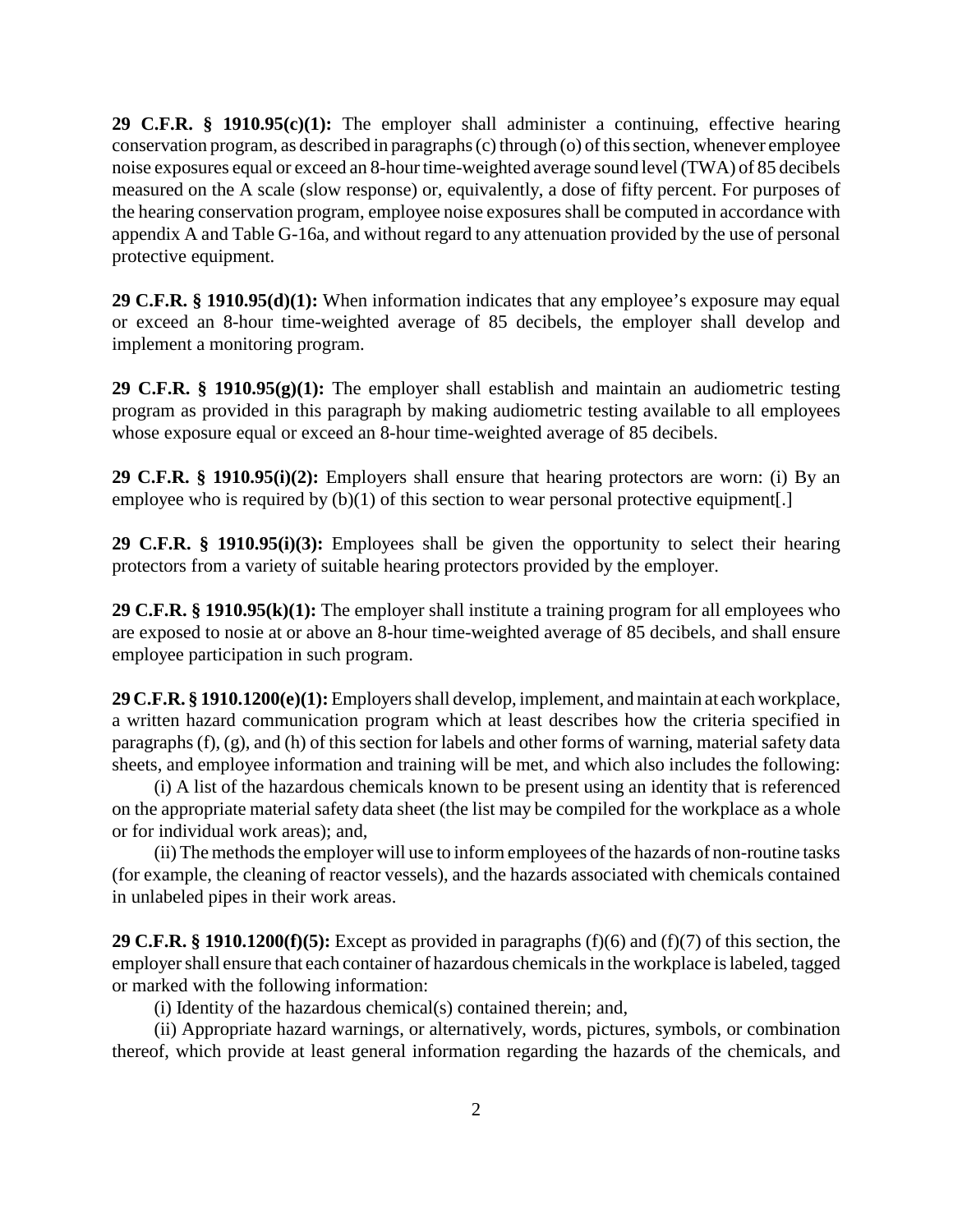**29 C.F.R. § 1910.95(c)(1):** The employer shall administer a continuing, effective hearing conservation program, as described in paragraphs (c) through (o) of this section, whenever employee noise exposures equal or exceed an 8-hour time-weighted average sound level (TWA) of 85 decibels measured on the A scale (slow response) or, equivalently, a dose of fifty percent. For purposes of the hearing conservation program, employee noise exposures shall be computed in accordance with appendix A and Table G-16a, and without regard to any attenuation provided by the use of personal protective equipment.

**29 C.F.R. § 1910.95(d)(1):** When information indicates that any employee's exposure may equal or exceed an 8-hour time-weighted average of 85 decibels, the employer shall develop and implement a monitoring program.

**29 C.F.R. § 1910.95(g)(1):** The employer shall establish and maintain an audiometric testing program as provided in this paragraph by making audiometric testing available to all employees whose exposure equal or exceed an 8-hour time-weighted average of 85 decibels.

**29 C.F.R. § 1910.95(i)(2):** Employers shall ensure that hearing protectors are worn: (i) By an employee who is required by (b)(1) of this section to wear personal protective equipment[.]

**29 C.F.R. § 1910.95(i)(3):** Employees shall be given the opportunity to select their hearing protectors from a variety of suitable hearing protectors provided by the employer.

**29 C.F.R. § 1910.95(k)(1):** The employer shall institute a training program for all employees who are exposed to nosie at or above an 8-hour time-weighted average of 85 decibels, and shall ensure employee participation in such program.

**29 C.F.R. § 1910.1200(e)(1):** Employers shall develop, implement, and maintain at each workplace, a written hazard communication program which at least describes how the criteria specified in paragraphs (f), (g), and (h) of this section for labels and other forms of warning, material safety data sheets, and employee information and training will be met, and which also includes the following:

(i) A list of the hazardous chemicals known to be present using an identity that is referenced on the appropriate material safety data sheet (the list may be compiled for the workplace as a whole or for individual work areas); and,

(ii) The methods the employer will use to inform employees of the hazards of non-routine tasks (for example, the cleaning of reactor vessels), and the hazards associated with chemicals contained in unlabeled pipes in their work areas.

**29 C.F.R. § 1910.1200(f)(5):** Except as provided in paragraphs (f)(6) and (f)(7) of this section, the employer shall ensure that each container of hazardous chemicals in the workplace is labeled, tagged or marked with the following information:

(i) Identity of the hazardous chemical(s) contained therein; and,

(ii) Appropriate hazard warnings, or alternatively, words, pictures, symbols, or combination thereof, which provide at least general information regarding the hazards of the chemicals, and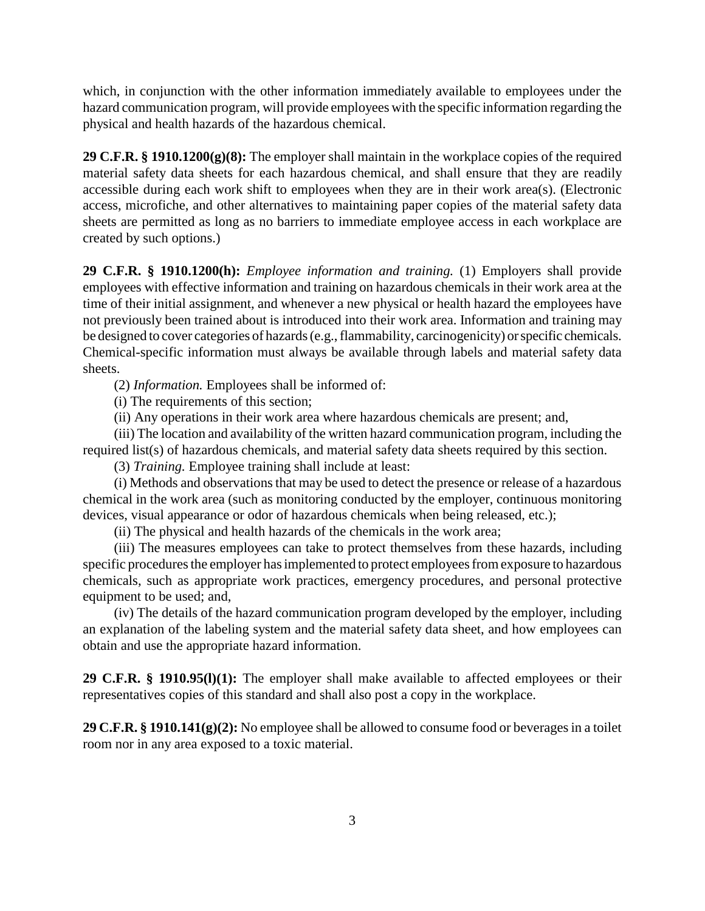which, in conjunction with the other information immediately available to employees under the hazard communication program, will provide employees with the specific information regarding the physical and health hazards of the hazardous chemical.

**29 C.F.R. § 1910.1200(g)(8):** The employer shall maintain in the workplace copies of the required material safety data sheets for each hazardous chemical, and shall ensure that they are readily accessible during each work shift to employees when they are in their work area(s). (Electronic access, microfiche, and other alternatives to maintaining paper copies of the material safety data sheets are permitted as long as no barriers to immediate employee access in each workplace are created by such options.)

**29 C.F.R. § 1910.1200(h):** *Employee information and training.* (1) Employers shall provide employees with effective information and training on hazardous chemicals in their work area at the time of their initial assignment, and whenever a new physical or health hazard the employees have not previously been trained about is introduced into their work area. Information and training may be designed to cover categories of hazards (e.g., flammability, carcinogenicity) or specific chemicals. Chemical-specific information must always be available through labels and material safety data sheets.

(2) *Information.* Employees shall be informed of:

(i) The requirements of this section;

(ii) Any operations in their work area where hazardous chemicals are present; and,

(iii) The location and availability of the written hazard communication program, including the required list(s) of hazardous chemicals, and material safety data sheets required by this section.

(3) *Training.* Employee training shall include at least:

(i) Methods and observations that may be used to detect the presence or release of a hazardous chemical in the work area (such as monitoring conducted by the employer, continuous monitoring devices, visual appearance or odor of hazardous chemicals when being released, etc.);

(ii) The physical and health hazards of the chemicals in the work area;

(iii) The measures employees can take to protect themselves from these hazards, including specific procedures the employer has implemented to protect employees from exposure to hazardous chemicals, such as appropriate work practices, emergency procedures, and personal protective equipment to be used; and,

(iv) The details of the hazard communication program developed by the employer, including an explanation of the labeling system and the material safety data sheet, and how employees can obtain and use the appropriate hazard information.

**29 C.F.R. § 1910.95(l)(1):** The employer shall make available to affected employees or their representatives copies of this standard and shall also post a copy in the workplace.

**29 C.F.R. § 1910.141(g)(2):** No employee shall be allowed to consume food or beverages in a toilet room nor in any area exposed to a toxic material.